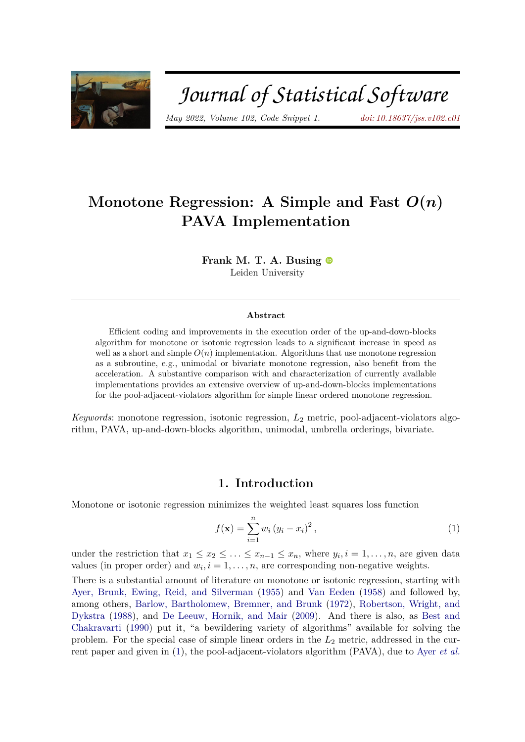# Monotone Regression: A Simple and Fast $O(n)$ PAVA Implementation

**Frank M. T. A. Busing**
Leiden University

### Abstract

Efficient coding and improvements in the execution order of the up-and-down-blocks algorithm for monotone or isotonic regression leads to a significant increase in speed as well as a short and simple $O(n)$ implementation. Algorithms that use monotone regression as a subroutine, e.g., unimodal or bivariate monotone regression, also benefit from the acceleration. A substantive comparison with and characterization of currently available implementations provides an extensive overview of up-and-down-blocks implementations for the pool-adjacent-violators algorithm for simple linear ordered monotone regression.

*Keywords*: monotone regression, isotonic regression, $L_2$ metric, pool-adjacent-violators algorithm, PAVA, up-and-down-blocks algorithm, unimodal, umbrella orderings, bivariate.

## 1. Introduction

Monotone or isotonic regression minimizes the weighted least squares loss function

$$f(\mathbf{x}) = \sum_{i=1}^{n} w_i \left(y_i - x_i\right)^2, \tag{1}$$

under the restriction that $x_1 \leq x_2 \leq \ldots \leq x_{n-1} \leq x_n$, where $y_i, i = 1, \ldots, n$, are given data values (in proper order) and $w_i, i = 1, \ldots, n$, are corresponding non-negative weights.

There is a substantial amount of literature on monotone or isotonic regression, starting with Ayer, Brunk, Ewing, Reid, and Silverman (1955) and Van Eeden (1958) and followed by, among others, Barlow, Bartholomew, Bremner, and Brunk (1972), Robertson, Wright, and Dykstra (1988), and De Leeuw, Hornik, and Mair (2009). And there is also, as Best and Chakravarti (1990) put it, "a bewildering variety of algorithms" available for solving the problem. For the special case of simple linear orders in the $L_2$ metric, addressed in the current paper and given in (1), the pool-adjacent-violators algorithm (PAVA), due to Ayer *et al.*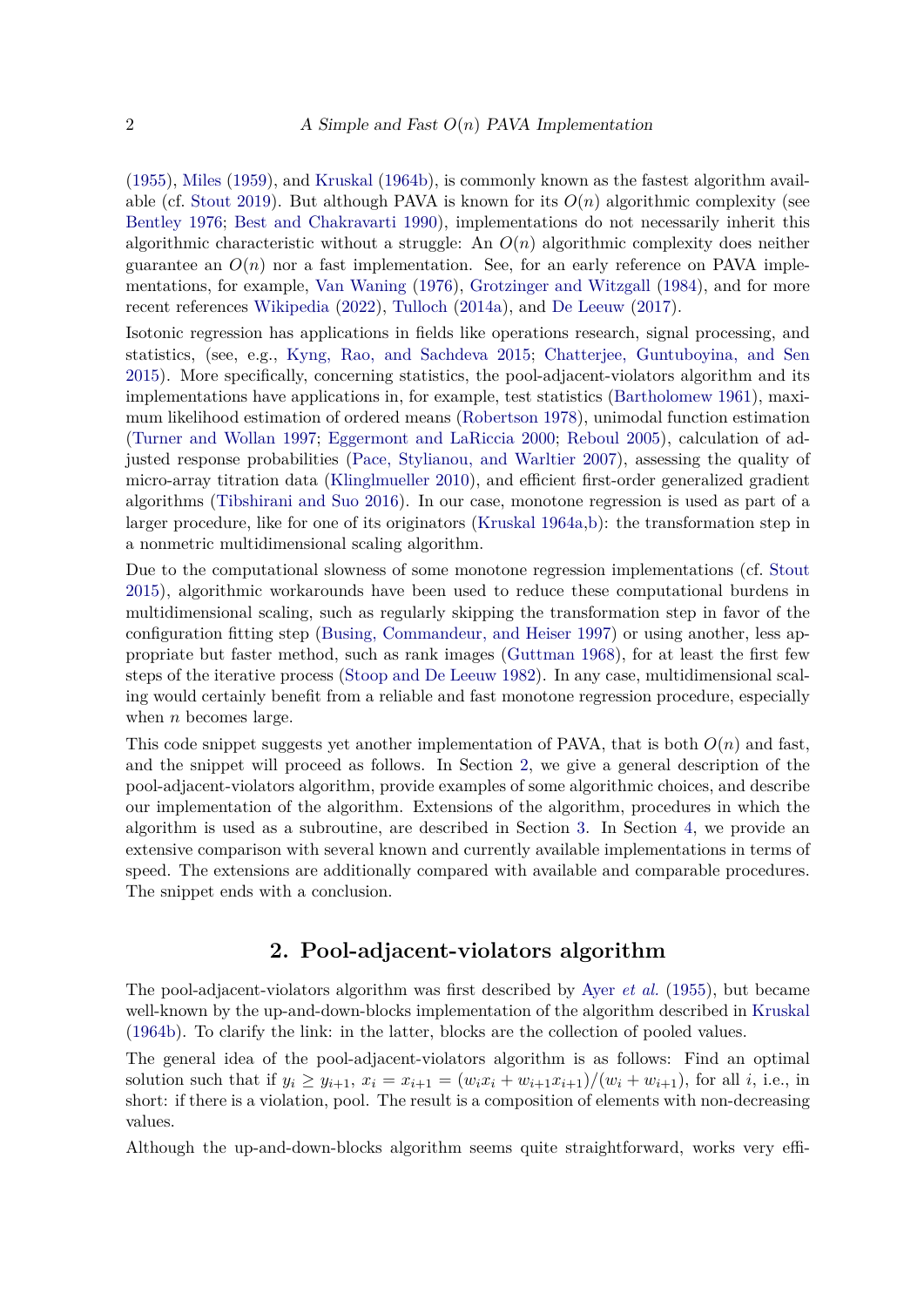(1955), Miles (1959), and Kruskal (1964b), is commonly known as the fastest algorithm available (cf. Stout 2019). But although PAVA is known for its $O(n)$ algorithmic complexity (see Bentley 1976; Best and Chakravarti 1990), implementations do not necessarily inherit this algorithmic characteristic without a struggle: An $O(n)$ algorithmic complexity does neither guarantee an $O(n)$ nor a fast implementation. See, for an early reference on PAVA implementations, for example, Van Waning (1976), Grotzinger and Witzgall (1984), and for more recent references Wikipedia (2022), Tulloch (2014a), and De Leeuw (2017).

Isotonic regression has applications in fields like operations research, signal processing, and statistics, (see, e.g., Kyng, Rao, and Sachdeva 2015; Chatterjee, Guntuboyina, and Sen 2015). More specifically, concerning statistics, the pool-adjacent-violators algorithm and its implementations have applications in, for example, test statistics (Bartholomew 1961), maximum likelihood estimation of ordered means (Robertson 1978), unimodal function estimation (Turner and Wollan 1997; Eggermont and LaRiccia 2000; Reboul 2005), calculation of adjusted response probabilities (Pace, Stylianou, and Warltier 2007), assessing the quality of micro-array titration data (Klinglmueller 2010), and efficient first-order generalized gradient algorithms (Tibshirani and Suo 2016). In our case, monotone regression is used as part of a larger procedure, like for one of its originators (Kruskal 1964a,b): the transformation step in a nonmetric multidimensional scaling algorithm.

Due to the computational slowness of some monotone regression implementations (cf. Stout 2015), algorithmic workarounds have been used to reduce these computational burdens in multidimensional scaling, such as regularly skipping the transformation step in favor of the configuration fitting step (Busing, Commandeur, and Heiser 1997) or using another, less appropriate but faster method, such as rank images (Guttman 1968), for at least the first few steps of the iterative process (Stoop and De Leeuw 1982). In any case, multidimensional scaling would certainly benefit from a reliable and fast monotone regression procedure, especially when $n$ becomes large.

This code snippet suggests yet another implementation of PAVA, that is both $O(n)$ and fast, and the snippet will proceed as follows. In Section 2, we give a general description of the pool-adjacent-violators algorithm, provide examples of some algorithmic choices, and describe our implementation of the algorithm. Extensions of the algorithm, procedures in which the algorithm is used as a subroutine, are described in Section 3. In Section 4, we provide an extensive comparison with several known and currently available implementations in terms of speed. The extensions are additionally compared with available and comparable procedures. The snippet ends with a conclusion.

## 2. Pool-adjacent-violators algorithm

The pool-adjacent-violators algorithm was first described by Ayer *et al.* (1955), but became well-known by the up-and-down-blocks implementation of the algorithm described in Kruskal (1964b). To clarify the link: in the latter, blocks are the collection of pooled values.

The general idea of the pool-adjacent-violators algorithm is as follows: Find an optimal solution such that if $y_i \geq y_{i+1}$, $x_i = x_{i+1} = (w_i x_i + w_{i+1} x_{i+1})/(w_i + w_{i+1})$, for all $i$, i.e., in short: if there is a violation, pool. The result is a composition of elements with non-decreasing values.

Although the up-and-down-blocks algorithm seems quite straightforward, works very effi-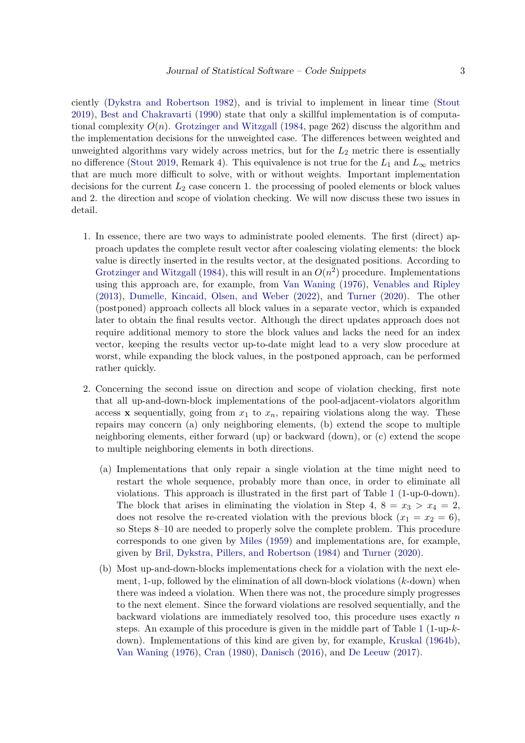ciently (Dykstra and Robertson 1982), and is trivial to implement in linear time (Stout 2019), Best and Chakravarti (1990) state that only a skillful implementation is of computational complexity $O(n)$. Grotzinger and Witzgall (1984, page 262) discuss the algorithm and the implementation decisions for the unweighted case. The differences between weighted and unweighted algorithms vary widely across metrics, but for the $L_2$ metric there is essentially no difference (Stout 2019, Remark 4). This equivalence is not true for the $L_1$ and $L_\infty$ metrics that are much more difficult to solve, with or without weights. Important implementation decisions for the current $L_2$ case concern 1. the processing of pooled elements or block values and 2. the direction and scope of violation checking. We will now discuss these two issues in detail.

1. In essence, there are two ways to administrate pooled elements. The first (direct) approach updates the complete result vector after coalescing violating elements: the block value is directly inserted in the results vector, at the designated positions. According to Grotzinger and Witzgall (1984), this will result in an $O(n^2)$ procedure. Implementations using this approach are, for example, from Van Waning (1976), Venables and Ripley (2013), Dumelle, Kincaid, Olsen, and Weber (2022), and Turner (2020). The other (postponed) approach collects all block values in a separate vector, which is expanded later to obtain the final results vector. Although the direct updates approach does not require additional memory to store the block values and lacks the need for an index vector, keeping the results vector up-to-date might lead to a very slow procedure at worst, while expanding the block values, in the postponed approach, can be performed rather quickly.

2. Concerning the second issue on direction and scope of violation checking, first note that all up-and-down-block implementations of the pool-adjacent-violators algorithm access $\mathbf{x}$ sequentially, going from $x_1$ to $x_n$, repairing violations along the way. These repairs may concern (a) only neighboring elements, (b) extend the scope to multiple neighboring elements, either forward (up) or backward (down), or (c) extend the scope to multiple neighboring elements in both directions.

   (a) Implementations that only repair a single violation at the time might need to restart the whole sequence, probably more than once, in order to eliminate all violations. This approach is illustrated in the first part of Table 1 (1-up-0-down). The block that arises in eliminating the violation in Step 4, $8 = x_3 > x_4 = 2$, does not resolve the re-created violation with the previous block ($x_1 = x_2 = 6$), so Steps 8–10 are needed to properly solve the complete problem. This procedure corresponds to one given by Miles (1959) and implementations are, for example, given by Bril, Dykstra, Pillers, and Robertson (1984) and Turner (2020).

   (b) Most up-and-down-blocks implementations check for a violation with the next element, 1-up, followed by the elimination of all down-block violations ($k$-down) when there was indeed a violation. When there was not, the procedure simply progresses to the next element. Since the forward violations are resolved sequentially, and the backward violations are immediately resolved too, this procedure uses exactly $n$ steps. An example of this procedure is given in the middle part of Table 1 (1-up-$k$-down). Implementations of this kind are given by, for example, Kruskal (1964b), Van Waning (1976), Cran (1980), Danisch (2016), and De Leeuw (2017).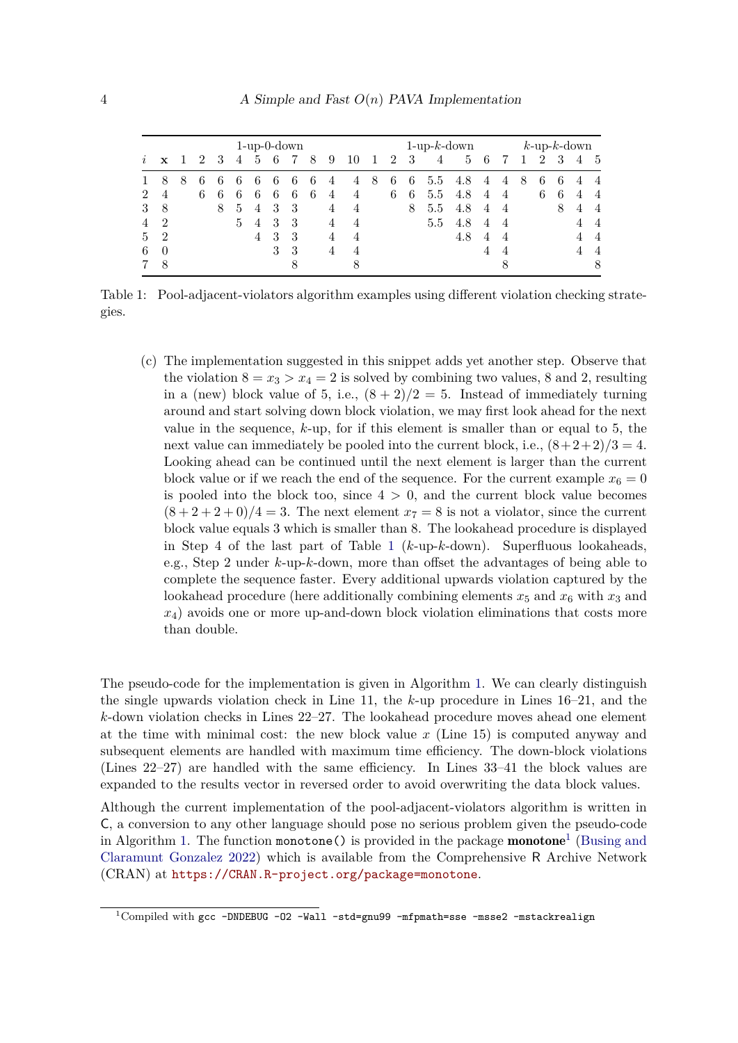| | | 1-up-0-down | | | | | | | | | | 1-up-$k$-down | | | | | | | $k$-up-$k$-down | | | | |
|---|---|---|---|---|---|---|---|---|---|---|---|---|---|---|---|---|---|---|---|---|---|---|---|
| $i$ | $\mathbf{x}$ | 1 | 2 | 3 | 4 | 5 | 6 | 7 | 8 | 9 | 10 | 1 | 2 | 3 | 4 | 5 | 6 | 7 | 1 | 2 | 3 | 4 | 5 |
| 1 | 8 | 8 | 6 | 6 | 6 | 6 | 6 | 6 | 6 | 4 | 4 | 8 | 6 | 6 | 5.5 | 4.8 | 4 | 4 | 8 | 6 | 6 | 4 | 4 |
| 2 | 4 | | 6 | 6 | 6 | 6 | 6 | 6 | 6 | 4 | 4 | | 6 | 6 | 5.5 | 4.8 | 4 | 4 | | 6 | 6 | 4 | 4 |
| 3 | 8 | | | 8 | 5 | 4 | 3 | 3 | | 4 | 4 | | | 8 | 5.5 | 4.8 | 4 | 4 | | | 8 | 4 | 4 |
| 4 | 2 | | | | 5 | 4 | 3 | 3 | | 4 | 4 | | | | 5.5 | 4.8 | 4 | 4 | | | | 4 | 4 |
| 5 | 2 | | | | | 4 | 3 | 3 | | 4 | 4 | | | | | 4.8 | 4 | 4 | | | | 4 | 4 |
| 6 | 0 | | | | | | 3 | 3 | | 4 | 4 | | | | | | 4 | 4 | | | | 4 | 4 |
| 7 | 8 | | | | | | | 8 | | | 8 | | | | | | | 8 | | | | | 8 |

Table 1: Pool-adjacent-violators algorithm examples using different violation checking strategies.

(c) The implementation suggested in this snippet adds yet another step. Observe that the violation $8 = x_3 > x_4 = 2$ is solved by combining two values, 8 and 2, resulting in a (new) block value of 5, i.e., $(8+2)/2 = 5$. Instead of immediately turning around and start solving down block violation, we may first look ahead for the next value in the sequence, $k$-up, for if this element is smaller than or equal to 5, the next value can immediately be pooled into the current block, i.e., $(8+2+2)/3 = 4$. Looking ahead can be continued until the next element is larger than the current block value or if we reach the end of the sequence. For the current example $x_6 = 0$ is pooled into the block too, since $4 > 0$, and the current block value becomes $(8+2+2+0)/4 = 3$. The next element $x_7 = 8$ is not a violator, since the current block value equals 3 which is smaller than 8. The lookahead procedure is displayed in Step 4 of the last part of Table 1 ($k$-up-$k$-down). Superfluous lookaheads, e.g., Step 2 under $k$-up-$k$-down, more than offset the advantages of being able to complete the sequence faster. Every additional upwards violation captured by the lookahead procedure (here additionally combining elements $x_5$ and $x_6$ with $x_3$ and $x_4$) avoids one or more up-and-down block violation eliminations that costs more than double.

The pseudo-code for the implementation is given in Algorithm 1. We can clearly distinguish the single upwards violation check in Line 11, the $k$-up procedure in Lines 16–21, and the $k$-down violation checks in Lines 22–27. The lookahead procedure moves ahead one element at the time with minimal cost: the new block value $x$ (Line 15) is computed anyway and subsequent elements are handled with maximum time efficiency. The down-block violations (Lines 22–27) are handled with the same efficiency. In Lines 33–41 the block values are expanded to the results vector in reversed order to avoid overwriting the data block values.

Although the current implementation of the pool-adjacent-violators algorithm is written in C, a conversion to any other language should pose no serious problem given the pseudo-code in Algorithm 1. The function `monotone()` is provided in the package **monotone**[1] (Busing and Claramunt Gonzalez 2022) which is available from the Comprehensive R Archive Network (CRAN) at https://CRAN.R-project.org/package=monotone.

[1]Compiled with `gcc -DNDEBUG -O2 -Wall -std=gnu99 -mfpmath=sse -msse2 -mstackrealign`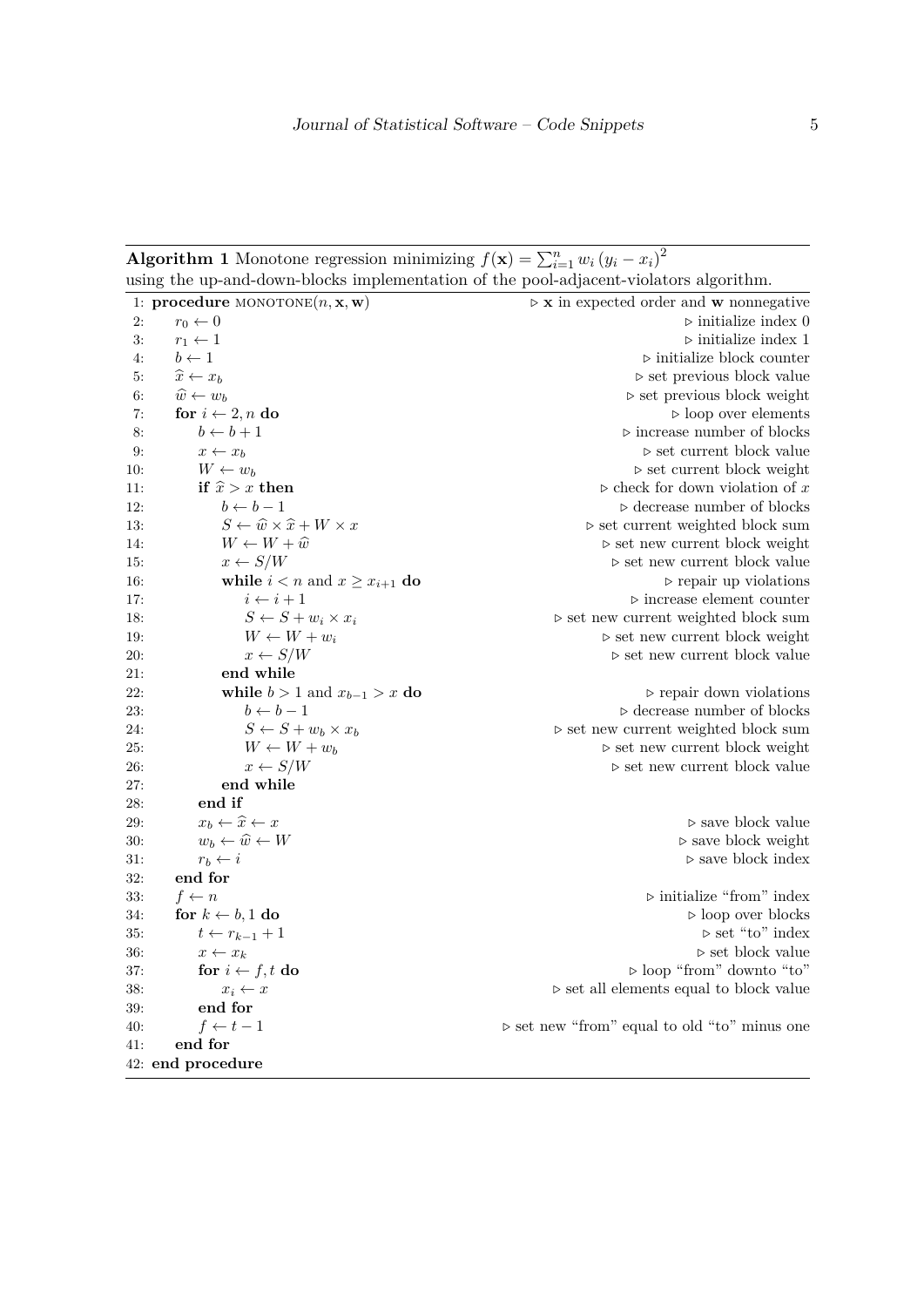**Algorithm 1** Monotone regression minimizing $f(\mathbf{x}) = \sum_{i=1}^{n} w_i \left(y_i - x_i\right)^2$ using the up-and-down-blocks implementation of the pool-adjacent-violators algorithm.

```
 1: procedure MONOTONE(n, x, w)          ▷ x in expected order and w nonnegative
 2:     r_0 ← 0                                              ▷ initialize index 0
 3:     r_1 ← 1                                              ▷ initialize index 1
 4:     b ← 1                                         ▷ initialize block counter
 5:     x̂ ← x_b                                        ▷ set previous block value
 6:     ŵ ← w_b                                       ▷ set previous block weight
 7:     for i ← 2, n do                                      ▷ loop over elements
 8:         b ← b + 1                                ▷ increase number of blocks
 9:         x ← x_b                                     ▷ set current block value
10:         W ← w_b                                    ▷ set current block weight
11:         if x̂ > x then                          ▷ check for down violation of x
12:             b ← b − 1                            ▷ decrease number of blocks
13:             S ← ŵ × x̂ + W × x                ▷ set current weighted block sum
14:             W ← W + ŵ                          ▷ set new current block weight
15:             x ← S/W                             ▷ set new current block value
16:             while i < n and x ≥ x_{i+1} do               ▷ repair up violations
17:                 i ← i + 1                        ▷ increase element counter
18:                 S ← S + w_i × x_i          ▷ set new current weighted block sum
19:                 W ← W + w_i                    ▷ set new current block weight
20:                 x ← S/W                         ▷ set new current block value
21:             end while
22:             while b > 1 and x_{b−1} > x do             ▷ repair down violations
23:                 b ← b − 1                        ▷ decrease number of blocks
24:                 S ← S + w_b × x_b          ▷ set new current weighted block sum
25:                 W ← W + w_b                    ▷ set new current block weight
26:                 x ← S/W                         ▷ set new current block value
27:             end while
28:         end if
29:         x_b ← x̂ ← x                                        ▷ save block value
30:         w_b ← ŵ ← W                                       ▷ save block weight
31:         r_b ← i                                            ▷ save block index
32:     end for
33:     f ← n                                        ▷ initialize "from" index
34:     for k ← b, 1 do                                        ▷ loop over blocks
35:         t ← r_{k−1} + 1                                      ▷ set "to" index
36:         x ← x_k                                            ▷ set block value
37:         for i ← f, t do                            ▷ loop "from" downto "to"
38:             x_i ← x                    ▷ set all elements equal to block value
39:         end for
40:         f ← t − 1              ▷ set new "from" equal to old "to" minus one
41:     end for
42: end procedure
```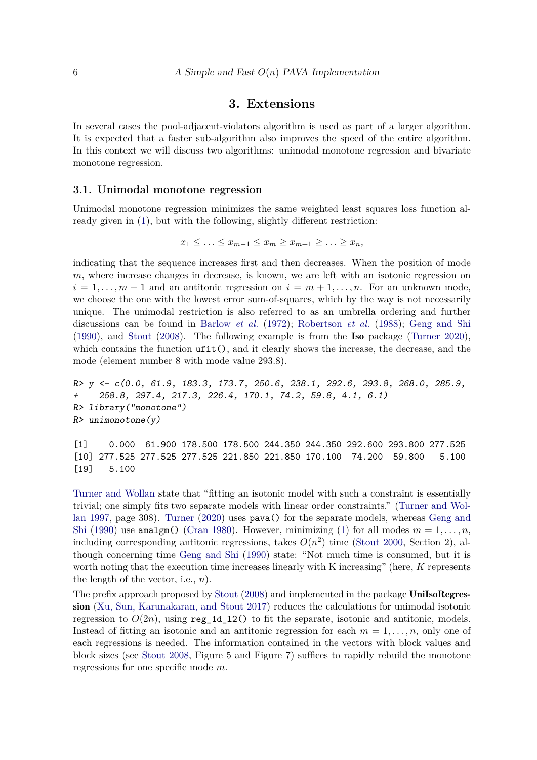## 3. Extensions

In several cases the pool-adjacent-violators algorithm is used as part of a larger algorithm. It is expected that a faster sub-algorithm also improves the speed of the entire algorithm. In this context we will discuss two algorithms: unimodal monotone regression and bivariate monotone regression.

### 3.1. Unimodal monotone regression

Unimodal monotone regression minimizes the same weighted least squares loss function already given in (1), but with the following, slightly different restriction:

$$x_1 \leq \ldots \leq x_{m-1} \leq x_m \geq x_{m+1} \geq \ldots \geq x_n,$$

indicating that the sequence increases first and then decreases. When the position of mode $m$, where increase changes in decrease, is known, we are left with an isotonic regression on $i = 1, \ldots, m-1$ and an antitonic regression on $i = m+1, \ldots, n$. For an unknown mode, we choose the one with the lowest error sum-of-squares, which by the way is not necessarily unique. The unimodal restriction is also referred to as an umbrella ordering and further discussions can be found in Barlow *et al.* (1972); Robertson *et al.* (1988); Geng and Shi (1990), and Stout (2008). The following example is from the **Iso** package (Turner 2020), which contains the function `ufit()`, and it clearly shows the increase, the decrease, and the mode (element number 8 with mode value 293.8).

```
R> y <- c(0.0, 61.9, 183.3, 173.7, 250.6, 238.1, 292.6, 293.8, 268.0, 285.9,
+    258.8, 297.4, 217.3, 226.4, 170.1, 74.2, 59.8, 4.1, 6.1)
R> library("monotone")
R> unimonotone(y)

[1]    0.000  61.900 178.500 178.500 244.350 244.350 292.600 293.800 277.525
[10] 277.525 277.525 277.525 221.850 221.850 170.100  74.200  59.800   5.100
[19]   5.100
```

Turner and Wollan state that “fitting an isotonic model with such a constraint is essentially trivial; one simply fits two separate models with linear order constraints.” (Turner and Wollan 1997, page 308). Turner (2020) uses `pava()` for the separate models, whereas Geng and Shi (1990) use `amalgm()` (Cran 1980). However, minimizing (1) for all modes $m = 1, \ldots, n$, including corresponding antitonic regressions, takes $O(n^2)$ time (Stout 2000, Section 2), although concerning time Geng and Shi (1990) state: “Not much time is consumed, but it is worth noting that the execution time increases linearly with K increasing” (here, $K$ represents the length of the vector, i.e., $n$).

The prefix approach proposed by Stout (2008) and implemented in the package **UniIsoRegression** (Xu, Sun, Karunakaran, and Stout 2017) reduces the calculations for unimodal isotonic regression to $O(2n)$, using `reg_1d_l2()` to fit the separate, isotonic and antitonic, models. Instead of fitting an isotonic and an antitonic regression for each $m = 1, \ldots, n$, only one of each regressions is needed. The information contained in the vectors with block values and block sizes (see Stout 2008, Figure 5 and Figure 7) suffices to rapidly rebuild the monotone regressions for one specific mode $m$.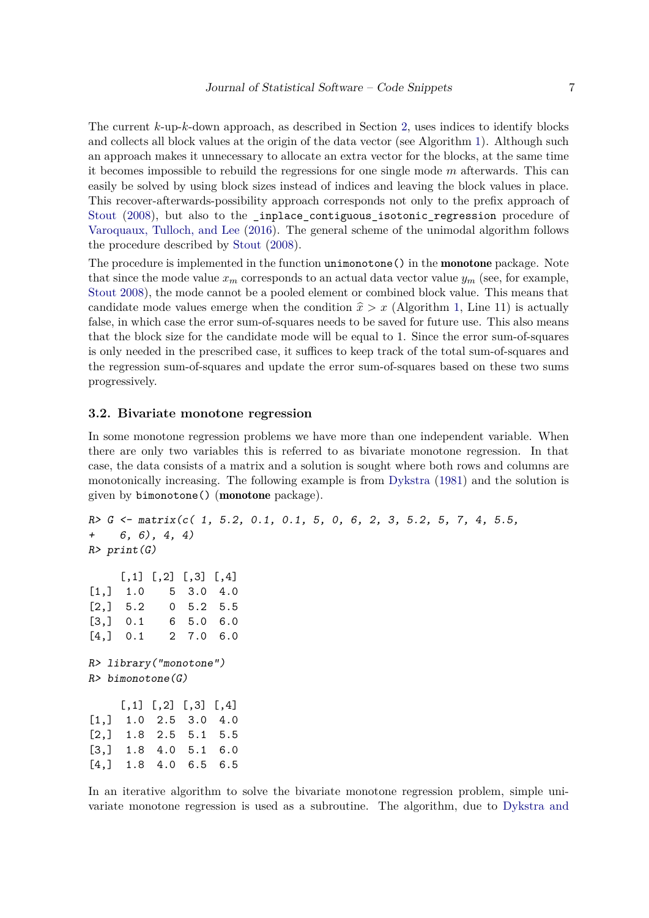The current $k$-up-$k$-down approach, as described in Section 2, uses indices to identify blocks and collects all block values at the origin of the data vector (see Algorithm 1). Although such an approach makes it unnecessary to allocate an extra vector for the blocks, at the same time it becomes impossible to rebuild the regressions for one single mode $m$ afterwards. This can easily be solved by using block sizes instead of indices and leaving the block values in place. This recover-afterwards-possibility approach corresponds not only to the prefix approach of Stout (2008), but also to the `_inplace_contiguous_isotonic_regression` procedure of Varoquaux, Tulloch, and Lee (2016). The general scheme of the unimodal algorithm follows the procedure described by Stout (2008).

The procedure is implemented in the function `unimonotone()` in the **monotone** package. Note that since the mode value $x_m$ corresponds to an actual data vector value $y_m$ (see, for example, Stout 2008), the mode cannot be a pooled element or combined block value. This means that candidate mode values emerge when the condition $\widehat{x} > x$ (Algorithm 1, Line 11) is actually false, in which case the error sum-of-squares needs to be saved for future use. This also means that the block size for the candidate mode will be equal to 1. Since the error sum-of-squares is only needed in the prescribed case, it suffices to keep track of the total sum-of-squares and the regression sum-of-squares and update the error sum-of-squares based on these two sums progressively.

### 3.2. Bivariate monotone regression

In some monotone regression problems we have more than one independent variable. When there are only two variables this is referred to as bivariate monotone regression. In that case, the data consists of a matrix and a solution is sought where both rows and columns are monotonically increasing. The following example is from Dykstra (1981) and the solution is given by `bimonotone()` (**monotone** package).

```
R> G <- matrix(c( 1, 5.2, 0.1, 0.1, 5, 0, 6, 2, 3, 5.2, 5, 7, 4, 5.5,
+    6, 6), 4, 4)
R> print(G)

     [,1] [,2] [,3] [,4]
[1,]  1.0    5  3.0  4.0
[2,]  5.2    0  5.2  5.5
[3,]  0.1    6  5.0  6.0
[4,]  0.1    2  7.0  6.0

R> library("monotone")
R> bimonotone(G)

     [,1] [,2] [,3] [,4]
[1,]  1.0  2.5  3.0  4.0
[2,]  1.8  2.5  5.1  5.5
[3,]  1.8  4.0  5.1  6.0
[4,]  1.8  4.0  6.5  6.5
```

In an iterative algorithm to solve the bivariate monotone regression problem, simple univariate monotone regression is used as a subroutine. The algorithm, due to Dykstra and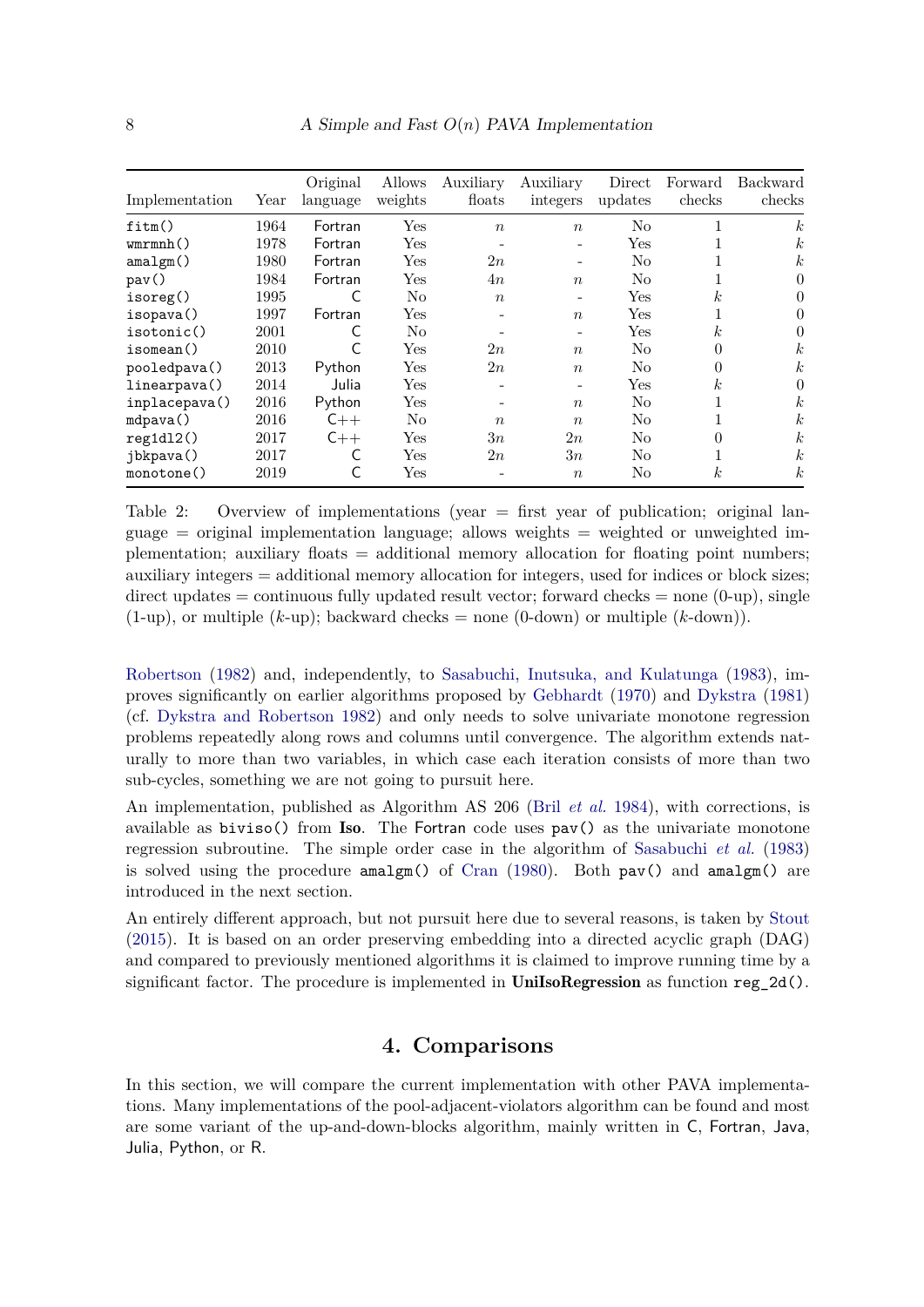| Implementation | Year | Original language | Allows weights | Auxiliary floats | Auxiliary integers | Direct updates | Forward checks | Backward checks |
|---|---|---|---|---|---|---|---|---|
| `fitm()` | 1964 | Fortran | Yes | $n$ | $n$ | No | 1 | $k$ |
| `wmrmnh()` | 1978 | Fortran | Yes | - | - | Yes | 1 | $k$ |
| `amalgm()` | 1980 | Fortran | Yes | $2n$ | - | No | 1 | $k$ |
| `pav()` | 1984 | Fortran | Yes | $4n$ | $n$ | No | 1 | 0 |
| `isoreg()` | 1995 | C | No | $n$ | - | Yes | $k$ | 0 |
| `isopava()` | 1997 | Fortran | Yes | - | $n$ | Yes | 1 | 0 |
| `isotonic()` | 2001 | C | No | - | - | Yes | $k$ | 0 |
| `isomean()` | 2010 | C | Yes | $2n$ | $n$ | No | 0 | $k$ |
| `pooledpava()` | 2013 | Python | Yes | $2n$ | $n$ | No | 0 | $k$ |
| `linearpava()` | 2014 | Julia | Yes | - | - | Yes | $k$ | 0 |
| `inplacepava()` | 2016 | Python | Yes | - | $n$ | No | 1 | $k$ |
| `mdpava()` | 2016 | C++ | No | $n$ | $n$ | No | 1 | $k$ |
| `reg1dl2()` | 2017 | C++ | Yes | $3n$ | $2n$ | No | 0 | $k$ |
| `jbkpava()` | 2017 | C | Yes | $2n$ | $3n$ | No | 1 | $k$ |
| `monotone()` | 2019 | C | Yes | - | $n$ | No | $k$ | $k$ |

Table 2: Overview of implementations (year = first year of publication; original language = original implementation language; allows weights = weighted or unweighted implementation; auxiliary floats = additional memory allocation for floating point numbers; auxiliary integers = additional memory allocation for integers, used for indices or block sizes; direct updates = continuous fully updated result vector; forward checks = none (0-up), single (1-up), or multiple ($k$-up); backward checks = none (0-down) or multiple ($k$-down)).

Robertson (1982) and, independently, to Sasabuchi, Inutsuka, and Kulatunga (1983), improves significantly on earlier algorithms proposed by Gebhardt (1970) and Dykstra (1981) (cf. Dykstra and Robertson 1982) and only needs to solve univariate monotone regression problems repeatedly along rows and columns until convergence. The algorithm extends naturally to more than two variables, in which case each iteration consists of more than two sub-cycles, something we are not going to pursuit here.

An implementation, published as Algorithm AS 206 (Bril *et al.* 1984), with corrections, is available as `biviso()` from **Iso**. The Fortran code uses `pav()` as the univariate monotone regression subroutine. The simple order case in the algorithm of Sasabuchi *et al.* (1983) is solved using the procedure `amalgm()` of Cran (1980). Both `pav()` and `amalgm()` are introduced in the next section.

An entirely different approach, but not pursuit here due to several reasons, is taken by Stout (2015). It is based on an order preserving embedding into a directed acyclic graph (DAG) and compared to previously mentioned algorithms it is claimed to improve running time by a significant factor. The procedure is implemented in **UniIsoRegression** as function `reg_2d()`.

## 4. Comparisons

In this section, we will compare the current implementation with other PAVA implementations. Many implementations of the pool-adjacent-violators algorithm can be found and most are some variant of the up-and-down-blocks algorithm, mainly written in C, Fortran, Java, Julia, Python, or R.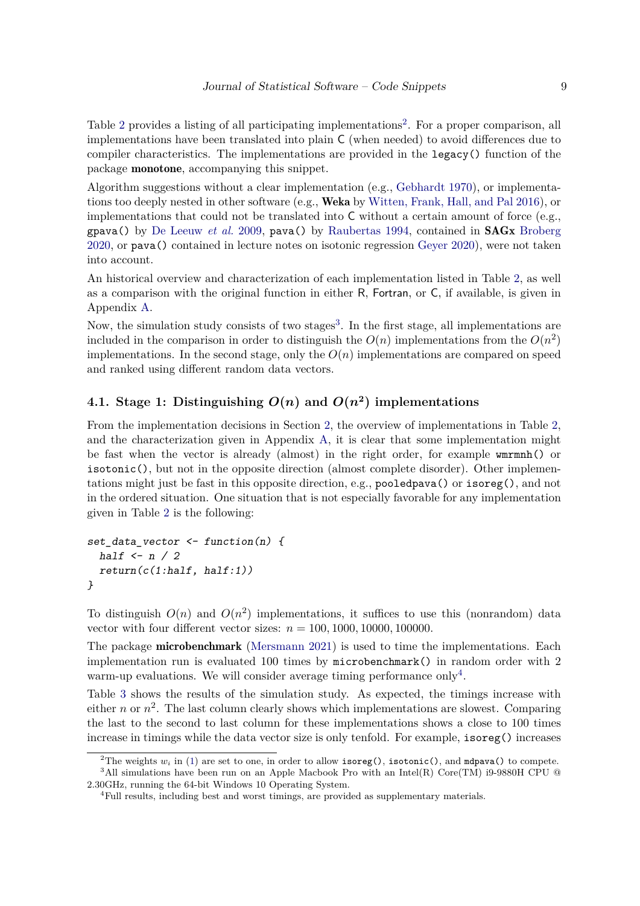Table 2 provides a listing of all participating implementations[2]. For a proper comparison, all implementations have been translated into plain C (when needed) to avoid differences due to compiler characteristics. The implementations are provided in the `legacy()` function of the package **monotone**, accompanying this snippet.

Algorithm suggestions without a clear implementation (e.g., Gebhardt 1970), or implementations too deeply nested in other software (e.g., **Weka** by Witten, Frank, Hall, and Pal 2016), or implementations that could not be translated into C without a certain amount of force (e.g., `gpava()` by De Leeuw *et al.* 2009, `pava()` by Raubertas 1994, contained in **SAGx** Broberg 2020, or `pava()` contained in lecture notes on isotonic regression Geyer 2020), were not taken into account.

An historical overview and characterization of each implementation listed in Table 2, as well as a comparison with the original function in either R, Fortran, or C, if available, is given in Appendix A.

Now, the simulation study consists of two stages[3]. In the first stage, all implementations are included in the comparison in order to distinguish the $O(n)$ implementations from the $O(n^2)$ implementations. In the second stage, only the $O(n)$ implementations are compared on speed and ranked using different random data vectors.

### 4.1. Stage 1: Distinguishing $O(n)$ and $O(n^2)$ implementations

From the implementation decisions in Section 2, the overview of implementations in Table 2, and the characterization given in Appendix A, it is clear that some implementation might be fast when the vector is already (almost) in the right order, for example `wmrmnh()` or `isotonic()`, but not in the opposite direction (almost complete disorder). Other implementations might just be fast in this opposite direction, e.g., `pooledpava()` or `isoreg()`, and not in the ordered situation. One situation that is not especially favorable for any implementation given in Table 2 is the following:

```
set_data_vector <- function(n) {
  half <- n / 2
  return(c(1:half, half:1))
}
```

To distinguish $O(n)$ and $O(n^2)$ implementations, it suffices to use this (nonrandom) data vector with four different vector sizes: $n = 100, 1000, 10000, 100000$.

The package **microbenchmark** (Mersmann 2021) is used to time the implementations. Each implementation run is evaluated 100 times by `microbenchmark()` in random order with 2 warm-up evaluations. We will consider average timing performance only[4].

Table 3 shows the results of the simulation study. As expected, the timings increase with either $n$ or $n^2$. The last column clearly shows which implementations are slowest. Comparing the last to the second to last column for these implementations shows a close to 100 times increase in timings while the data vector size is only tenfold. For example, `isoreg()` increases

---

[2] The weights $w_i$ in (1) are set to one, in order to allow `isoreg()`, `isotonic()`, and `mdpava()` to compete.

[3] All simulations have been run on an Apple Macbook Pro with an Intel(R) Core(TM) i9-9880H CPU @ 2.30GHz, running the 64-bit Windows 10 Operating System.

[4] Full results, including best and worst timings, are provided as supplementary materials.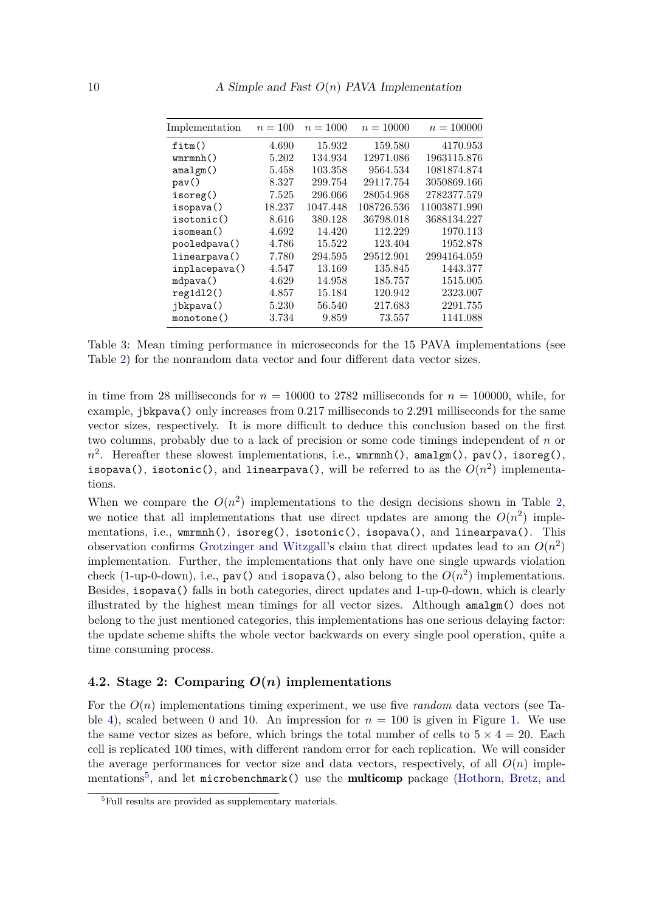| Implementation | $n = 100$ | $n = 1000$ | $n = 10000$ | $n = 100000$ |
|---|---|---|---|---|
| `fitm()` | 4.690 | 15.932 | 159.580 | 4170.953 |
| `wmrmnh()` | 5.202 | 134.934 | 12971.086 | 1963115.876 |
| `amalgm()` | 5.458 | 103.358 | 9564.534 | 1081874.874 |
| `pav()` | 8.327 | 299.754 | 29117.754 | 3050869.166 |
| `isoreg()` | 7.525 | 296.066 | 28054.968 | 2782377.579 |
| `isopava()` | 18.237 | 1047.448 | 108726.536 | 11003871.990 |
| `isotonic()` | 8.616 | 380.128 | 36798.018 | 3688134.227 |
| `isomean()` | 4.692 | 14.420 | 112.229 | 1970.113 |
| `pooledpava()` | 4.786 | 15.522 | 123.404 | 1952.878 |
| `linearpava()` | 7.780 | 294.595 | 29512.901 | 2994164.059 |
| `inplacepava()` | 4.547 | 13.169 | 135.845 | 1443.377 |
| `mdpava()` | 4.629 | 14.958 | 185.757 | 1515.005 |
| `reg1dl2()` | 4.857 | 15.184 | 120.942 | 2323.007 |
| `jbkpava()` | 5.230 | 56.540 | 217.683 | 2291.755 |
| `monotone()` | 3.734 | 9.859 | 73.557 | 1141.088 |

Table 3: Mean timing performance in microseconds for the 15 PAVA implementations (see Table 2) for the nonrandom data vector and four different data vector sizes.

in time from 28 milliseconds for $n = 10000$ to 2782 milliseconds for $n = 100000$, while, for example, `jbkpava()` only increases from 0.217 milliseconds to 2.291 milliseconds for the same vector sizes, respectively. It is more difficult to deduce this conclusion based on the first two columns, probably due to a lack of precision or some code timings independent of $n$ or $n^2$. Hereafter these slowest implementations, i.e., `wmrmnh()`, `amalgm()`, `pav()`, `isoreg()`, `isopava()`, `isotonic()`, and `linearpava()`, will be referred to as the $O(n^2)$ implementations.

When we compare the $O(n^2)$ implementations to the design decisions shown in Table 2, we notice that all implementations that use direct updates are among the $O(n^2)$ implementations, i.e., `wmrmnh()`, `isoreg()`, `isotonic()`, `isopava()`, and `linearpava()`. This observation confirms Grotzinger and Witzgall's claim that direct updates lead to an $O(n^2)$ implementation. Further, the implementations that only have one single upwards violation check (1-up-0-down), i.e., `pav()` and `isopava()`, also belong to the $O(n^2)$ implementations. Besides, `isopava()` falls in both categories, direct updates and 1-up-0-down, which is clearly illustrated by the highest mean timings for all vector sizes. Although `amalgm()` does not belong to the just mentioned categories, this implementations has one serious delaying factor: the update scheme shifts the whole vector backwards on every single pool operation, quite a time consuming process.

## 4.2. Stage 2: Comparing $O(n)$ implementations

For the $O(n)$ implementations timing experiment, we use five *random* data vectors (see Table 4), scaled between 0 and 10. An impression for $n = 100$ is given in Figure 1. We use the same vector sizes as before, which brings the total number of cells to $5 \times 4 = 20$. Each cell is replicated 100 times, with different random error for each replication. We will consider the average performances for vector size and data vectors, respectively, of all $O(n)$ implementations[5], and let `microbenchmark()` use the **multicomp** package (Hothorn, Bretz, and

[5]Full results are provided as supplementary materials.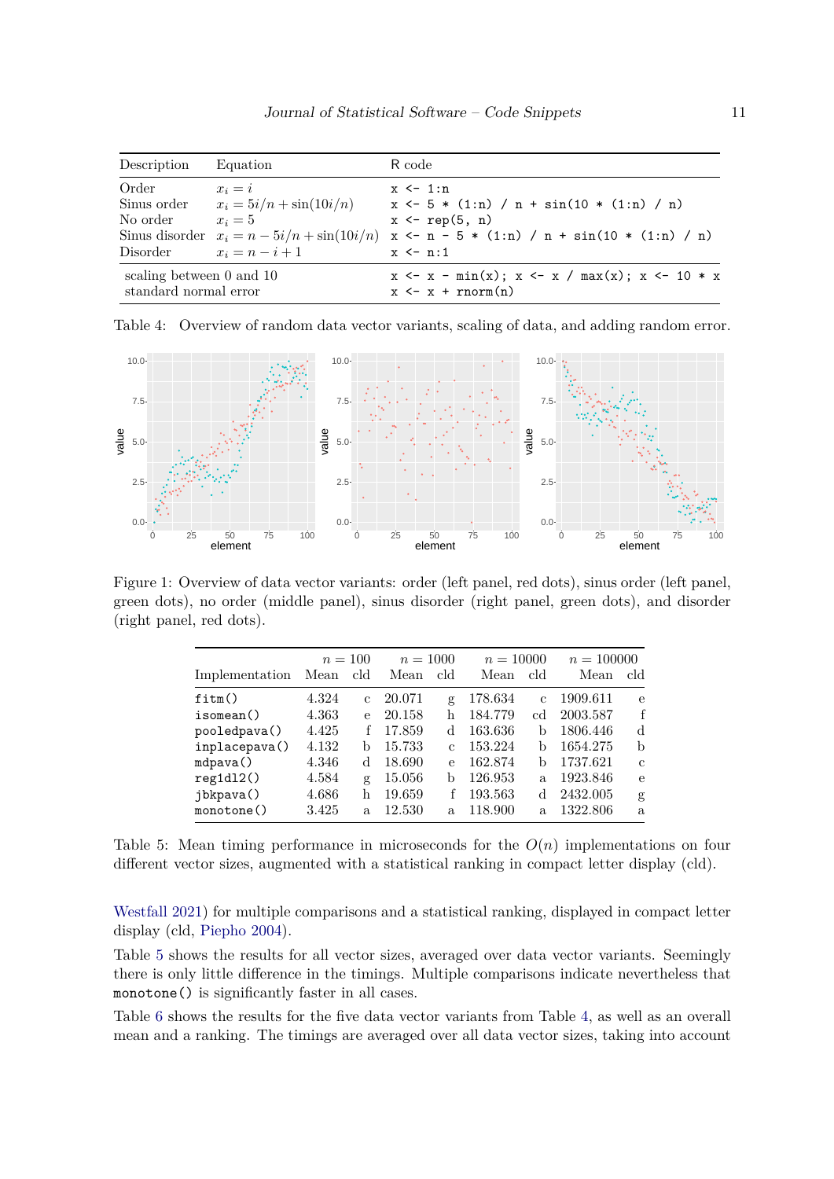| Description | Equation | R code |
|---|---|---|
| Order | $x_i = i$ | `x <- 1:n` |
| Sinus order | $x_i = 5i/n + \sin(10i/n)$ | `x <- 5 * (1:n) / n + sin(10 * (1:n) / n)` |
| No order | $x_i = 5$ | `x <- rep(5, n)` |
| Sinus disorder | $x_i = n - 5i/n + \sin(10i/n)$ | `x <- n - 5 * (1:n) / n + sin(10 * (1:n) / n)` |
| Disorder | $x_i = n - i + 1$ | `x <- n:1` |
| scaling between 0 and 10 | | `x <- x - min(x); x <- x / max(x); x <- 10 * x` |
| standard normal error | | `x <- x + rnorm(n)` |

Table 4: Overview of random data vector variants, scaling of data, and adding random error.

Figure 1: Overview of data vector variants: order (left panel, red dots), sinus order (left panel, green dots), no order (middle panel), sinus disorder (right panel, green dots), and disorder (right panel, red dots).

| Implementation | $n = 100$ Mean | cld | $n = 1000$ Mean | cld | $n = 10000$ Mean | cld | $n = 100000$ Mean | cld |
|---|---|---|---|---|---|---|---|---|
| `fitm()` | 4.324 | c | 20.071 | g | 178.634 | c | 1909.611 | e |
| `isomean()` | 4.363 | e | 20.158 | h | 184.779 | cd | 2003.587 | f |
| `pooledpava()` | 4.425 | f | 17.859 | d | 163.636 | b | 1806.446 | d |
| `inplacepava()` | 4.132 | b | 15.733 | c | 153.224 | b | 1654.275 | b |
| `mdpava()` | 4.346 | d | 18.690 | e | 162.874 | b | 1737.621 | c |
| `reg1dl2()` | 4.584 | g | 15.056 | b | 126.953 | a | 1923.846 | e |
| `jbkpava()` | 4.686 | h | 19.659 | f | 193.563 | d | 2432.005 | g |
| `monotone()` | 3.425 | a | 12.530 | a | 118.900 | a | 1322.806 | a |

Table 5: Mean timing performance in microseconds for the $O(n)$ implementations on four different vector sizes, augmented with a statistical ranking in compact letter display (cld).

Westfall 2021) for multiple comparisons and a statistical ranking, displayed in compact letter display (cld, Piepho 2004).

Table 5 shows the results for all vector sizes, averaged over data vector variants. Seemingly there is only little difference in the timings. Multiple comparisons indicate nevertheless that `monotone()` is significantly faster in all cases.

Table 6 shows the results for the five data vector variants from Table 4, as well as an overall mean and a ranking. The timings are averaged over all data vector sizes, taking into account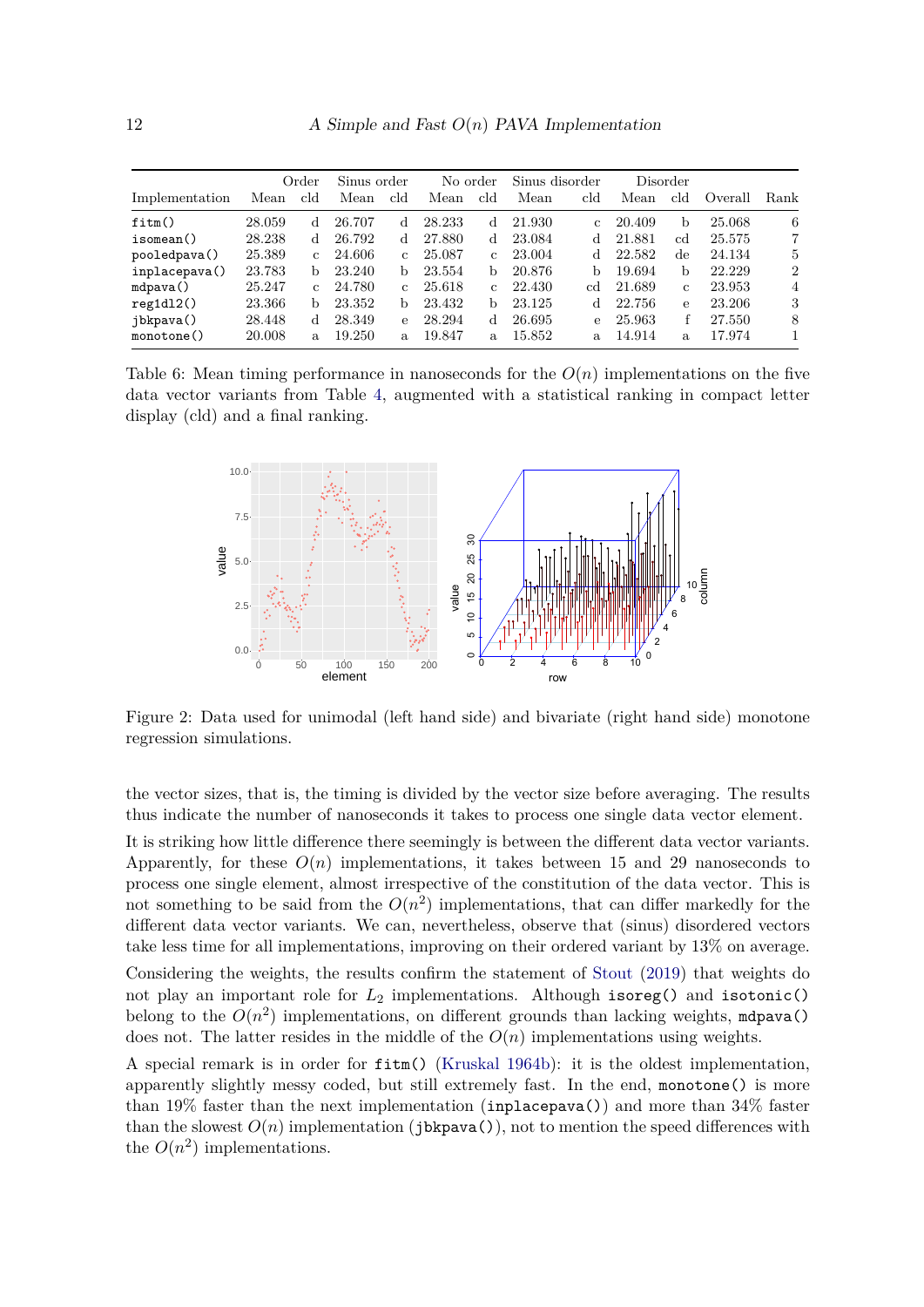| Implementation | Order |  | Sinus order |  | No order |  | Sinus disorder |  | Disorder |  | Overall | Rank |
|---|---|---|---|---|---|---|---|---|---|---|---|---|
|  | Mean | cld | Mean | cld | Mean | cld | Mean | cld | Mean | cld |  |  |
| `fitm()` | 28.059 | d | 26.707 | d | 28.233 | d | 21.930 | c | 20.409 | b | 25.068 | 6 |
| `isomean()` | 28.238 | d | 26.792 | d | 27.880 | d | 23.084 | d | 21.881 | cd | 25.575 | 7 |
| `pooledpava()` | 25.389 | c | 24.606 | c | 25.087 | c | 23.004 | d | 22.582 | de | 24.134 | 5 |
| `inplacepava()` | 23.783 | b | 23.240 | b | 23.554 | b | 20.876 | b | 19.694 | b | 22.229 | 2 |
| `mdpava()` | 25.247 | c | 24.780 | c | 25.618 | c | 22.430 | cd | 21.689 | c | 23.953 | 4 |
| `reg1dl2()` | 23.366 | b | 23.352 | b | 23.432 | b | 23.125 | d | 22.756 | e | 23.206 | 3 |
| `jbkpava()` | 28.448 | d | 28.349 | e | 28.294 | d | 26.695 | e | 25.963 | f | 27.550 | 8 |
| `monotone()` | 20.008 | a | 19.250 | a | 19.847 | a | 15.852 | a | 14.914 | a | 17.974 | 1 |

Table 6: Mean timing performance in nanoseconds for the $O(n)$ implementations on the five data vector variants from Table 4, augmented with a statistical ranking in compact letter display (cld) and a final ranking.

Figure 2: Data used for unimodal (left hand side) and bivariate (right hand side) monotone regression simulations.

the vector sizes, that is, the timing is divided by the vector size before averaging. The results thus indicate the number of nanoseconds it takes to process one single data vector element.

It is striking how little difference there seemingly is between the different data vector variants. Apparently, for these $O(n)$ implementations, it takes between 15 and 29 nanoseconds to process one single element, almost irrespective of the constitution of the data vector. This is not something to be said from the $O(n^2)$ implementations, that can differ markedly for the different data vector variants. We can, nevertheless, observe that (sinus) disordered vectors take less time for all implementations, improving on their ordered variant by 13% on average.

Considering the weights, the results confirm the statement of Stout (2019) that weights do not play an important role for $L_2$ implementations. Although `isoreg()` and `isotonic()` belong to the $O(n^2)$ implementations, on different grounds than lacking weights, `mdpava()` does not. The latter resides in the middle of the $O(n)$ implementations using weights.

A special remark is in order for `fitm()` (Kruskal 1964b): it is the oldest implementation, apparently slightly messy coded, but still extremely fast. In the end, `monotone()` is more than 19% faster than the next implementation (`inplacepava()`) and more than 34% faster than the slowest $O(n)$ implementation (`jbkpava()`), not to mention the speed differences with the $O(n^2)$ implementations.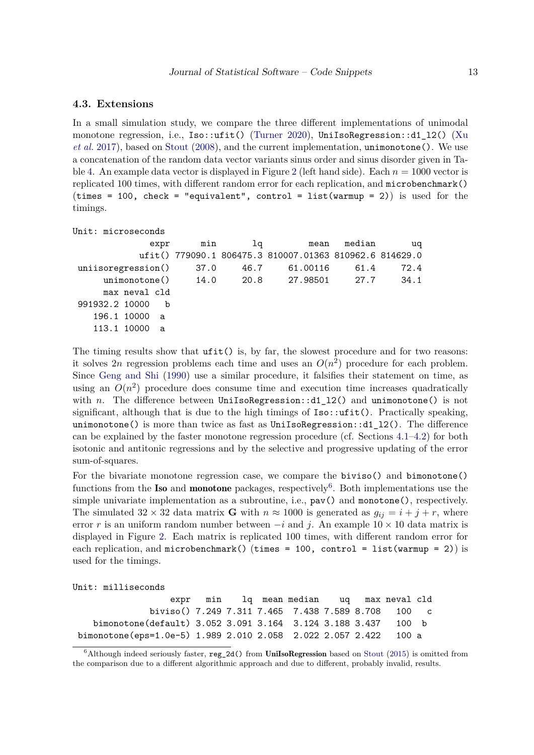### 4.3. Extensions

In a small simulation study, we compare the three different implementations of unimodal monotone regression, i.e., `Iso::ufit()` (Turner 2020), `UniIsoRegression::d1_l2()` (Xu *et al.* 2017), based on Stout (2008), and the current implementation, `unimonotone()`. We use a concatenation of the random data vector variants sinus order and sinus disorder given in Table 4. An example data vector is displayed in Figure 2 (left hand side). Each $n = 1000$ vector is replicated 100 times, with different random error for each replication, and `microbenchmark()` (`times = 100, check = "equivalent", control = list(warmup = 2)`) is used for the timings.

```
Unit: microseconds
              expr      min       lq         mean   median       uq
            ufit() 779090.1 806475.3 810007.01363 810962.6 814629.0
 uniisoregression()     37.0     46.7     61.00116     61.4     72.4
      unimonotone()     14.0     20.8     27.98501     27.7     34.1
      max neval cld
 991932.2 10000   b
    196.1 10000  a
    113.1 10000  a
```

The timing results show that `ufit()` is, by far, the slowest procedure and for two reasons: it solves $2n$ regression problems each time and uses an $O(n^2)$ procedure for each problem. Since Geng and Shi (1990) use a similar procedure, it falsifies their statement on time, as using an $O(n^2)$ procedure does consume time and execution time increases quadratically with $n$. The difference between `UniIsoRegression::d1_l2()` and `unimonotone()` is not significant, although that is due to the high timings of `Iso::ufit()`. Practically speaking, `unimonotone()` is more than twice as fast as `UniIsoRegression::d1_l2()`. The difference can be explained by the faster monotone regression procedure (cf. Sections 4.1–4.2) for both isotonic and antitonic regressions and by the selective and progressive updating of the error sum-of-squares.

For the bivariate monotone regression case, we compare the `biviso()` and `bimonotone()` functions from the **Iso** and **monotone** packages, respectively[6]. Both implementations use the simple univariate implementation as a subroutine, i.e., `pav()` and `monotone()`, respectively. The simulated $32 \times 32$ data matrix $\mathbf{G}$ with $n \approx 1000$ is generated as $g_{ij} = i + j + r$, where error $r$ is an uniform random number between $-i$ and $j$. An example $10 \times 10$ data matrix is displayed in Figure 2. Each matrix is replicated 100 times, with different random error for each replication, and `microbenchmark()` (`times = 100, control = list(warmup = 2)`) is used for the timings.

```
Unit: milliseconds
                  expr   min    lq  mean median    uq   max neval cld
              biviso() 7.249 7.311 7.465  7.438 7.589 8.708   100   c
   bimonotone(default) 3.052 3.091 3.164  3.124 3.188 3.437   100  b
 bimonotone(eps=1.0e-5) 1.989 2.010 2.058  2.022 2.057 2.422   100 a
```

[6]Although indeed seriously faster, `reg_2d()` from **UniIsoRegression** based on Stout (2015) is omitted from the comparison due to a different algorithmic approach and due to different, probably invalid, results.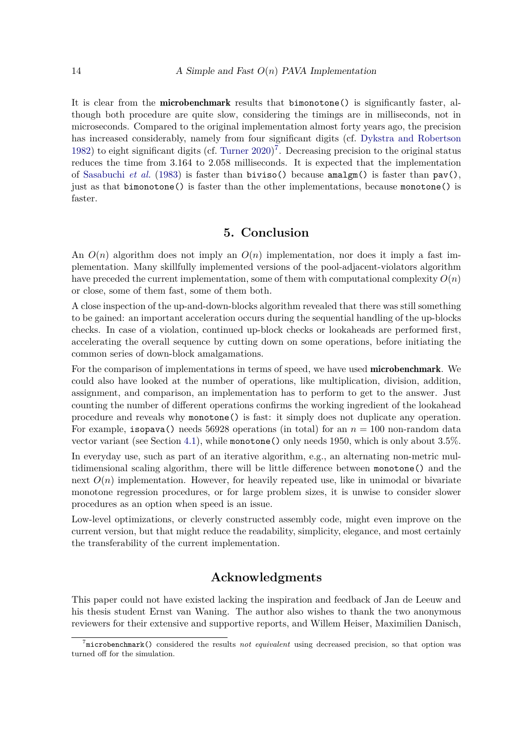It is clear from the **microbenchmark** results that `bimonotone()` is significantly faster, although both procedure are quite slow, considering the timings are in milliseconds, not in microseconds. Compared to the original implementation almost forty years ago, the precision has increased considerably, namely from four significant digits (cf. Dykstra and Robertson 1982) to eight significant digits (cf. Turner 2020)[7]. Decreasing precision to the original status reduces the time from 3.164 to 2.058 milliseconds. It is expected that the implementation of Sasabuchi *et al.* (1983) is faster than `biviso()` because `amalgm()` is faster than `pav()`, just as that `bimonotone()` is faster than the other implementations, because `monotone()` is faster.

## 5. Conclusion

An $O(n)$ algorithm does not imply an $O(n)$ implementation, nor does it imply a fast implementation. Many skillfully implemented versions of the pool-adjacent-violators algorithm have preceded the current implementation, some of them with computational complexity $O(n)$ or close, some of them fast, some of them both.

A close inspection of the up-and-down-blocks algorithm revealed that there was still something to be gained: an important acceleration occurs during the sequential handling of the up-blocks checks. In case of a violation, continued up-block checks or lookaheads are performed first, accelerating the overall sequence by cutting down on some operations, before initiating the common series of down-block amalgamations.

For the comparison of implementations in terms of speed, we have used **microbenchmark**. We could also have looked at the number of operations, like multiplication, division, addition, assignment, and comparison, an implementation has to perform to get to the answer. Just counting the number of different operations confirms the working ingredient of the lookahead procedure and reveals why `monotone()` is fast: it simply does not duplicate any operation. For example, `isopava()` needs 56928 operations (in total) for an $n = 100$ non-random data vector variant (see Section 4.1), while `monotone()` only needs 1950, which is only about 3.5%.

In everyday use, such as part of an iterative algorithm, e.g., an alternating non-metric multidimensional scaling algorithm, there will be little difference between `monotone()` and the next $O(n)$ implementation. However, for heavily repeated use, like in unimodal or bivariate monotone regression procedures, or for large problem sizes, it is unwise to consider slower procedures as an option when speed is an issue.

Low-level optimizations, or cleverly constructed assembly code, might even improve on the current version, but that might reduce the readability, simplicity, elegance, and most certainly the transferability of the current implementation.

## Acknowledgments

This paper could not have existed lacking the inspiration and feedback of Jan de Leeuw and his thesis student Ernst van Waning. The author also wishes to thank the two anonymous reviewers for their extensive and supportive reports, and Willem Heiser, Maximilien Danisch,

[7] `microbenchmark()` considered the results *not equivalent* using decreased precision, so that option was turned off for the simulation.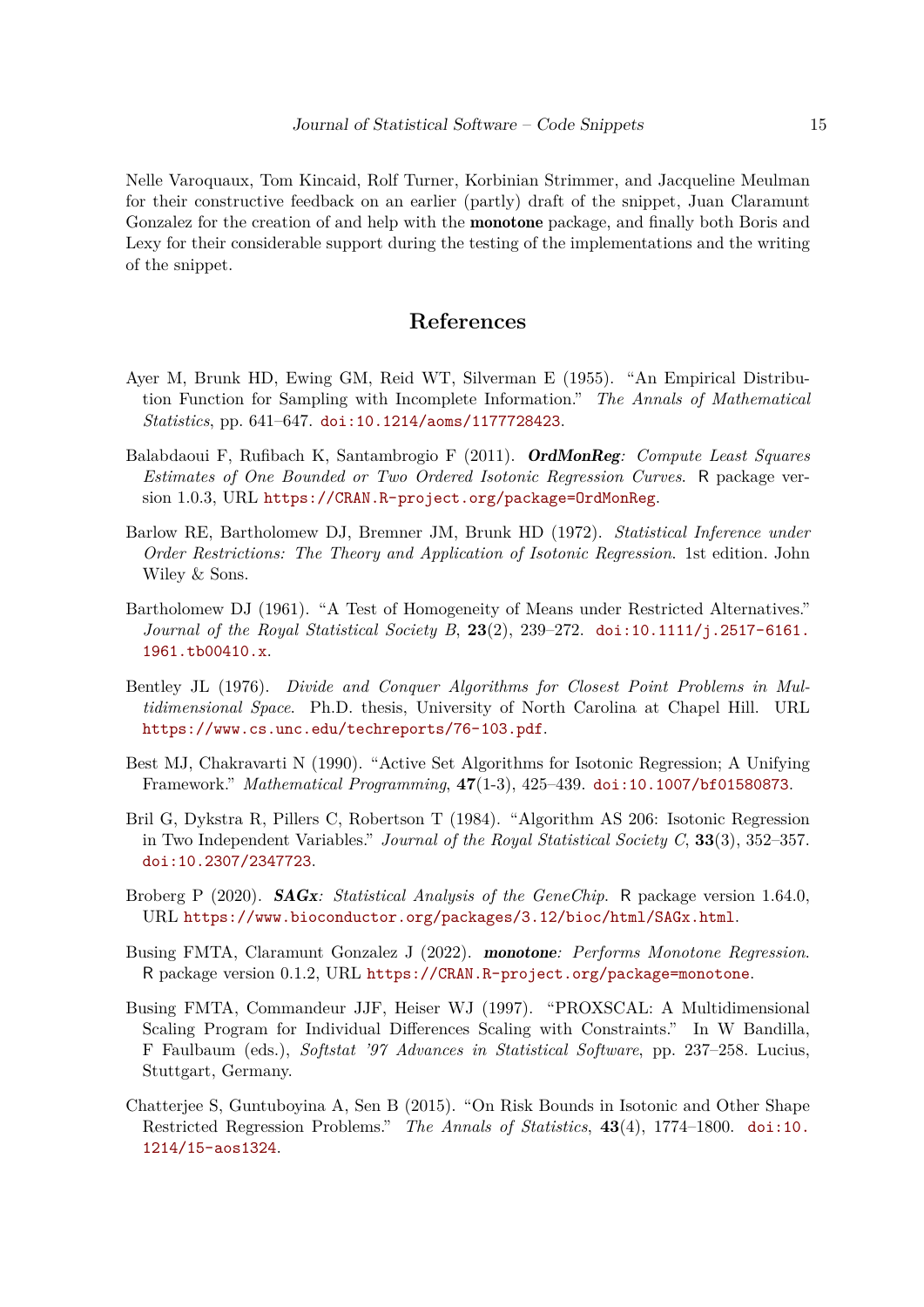Nelle Varoquaux, Tom Kincaid, Rolf Turner, Korbinian Strimmer, and Jacqueline Meulman for their constructive feedback on an earlier (partly) draft of the snippet, Juan Claramunt Gonzalez for the creation of and help with the **monotone** package, and finally both Boris and Lexy for their considerable support during the testing of the implementations and the writing of the snippet.

# References

Ayer M, Brunk HD, Ewing GM, Reid WT, Silverman E (1955). "An Empirical Distribution Function for Sampling with Incomplete Information." *The Annals of Mathematical Statistics*, pp. 641–647. doi:10.1214/aoms/1177728423.

Balabdaoui F, Rufibach K, Santambrogio F (2011). ***OrdMonReg**: Compute Least Squares Estimates of One Bounded or Two Ordered Isotonic Regression Curves*. R package version 1.0.3, URL https://CRAN.R-project.org/package=OrdMonReg.

Barlow RE, Bartholomew DJ, Bremner JM, Brunk HD (1972). *Statistical Inference under Order Restrictions: The Theory and Application of Isotonic Regression*. 1st edition. John Wiley & Sons.

Bartholomew DJ (1961). "A Test of Homogeneity of Means under Restricted Alternatives." *Journal of the Royal Statistical Society B*, **23**(2), 239–272. doi:10.1111/j.2517-6161.1961.tb00410.x.

Bentley JL (1976). *Divide and Conquer Algorithms for Closest Point Problems in Multidimensional Space*. Ph.D. thesis, University of North Carolina at Chapel Hill. URL https://www.cs.unc.edu/techreports/76-103.pdf.

Best MJ, Chakravarti N (1990). "Active Set Algorithms for Isotonic Regression; A Unifying Framework." *Mathematical Programming*, **47**(1-3), 425–439. doi:10.1007/bf01580873.

Bril G, Dykstra R, Pillers C, Robertson T (1984). "Algorithm AS 206: Isotonic Regression in Two Independent Variables." *Journal of the Royal Statistical Society C*, **33**(3), 352–357. doi:10.2307/2347723.

Broberg P (2020). ***SAGx**: Statistical Analysis of the GeneChip*. R package version 1.64.0, URL https://www.bioconductor.org/packages/3.12/bioc/html/SAGx.html.

Busing FMTA, Claramunt Gonzalez J (2022). ***monotone**: Performs Monotone Regression*. R package version 0.1.2, URL https://CRAN.R-project.org/package=monotone.

Busing FMTA, Commandeur JJF, Heiser WJ (1997). "PROXSCAL: A Multidimensional Scaling Program for Individual Differences Scaling with Constraints." In W Bandilla, F Faulbaum (eds.), *Softstat '97 Advances in Statistical Software*, pp. 237–258. Lucius, Stuttgart, Germany.

Chatterjee S, Guntuboyina A, Sen B (2015). "On Risk Bounds in Isotonic and Other Shape Restricted Regression Problems." *The Annals of Statistics*, **43**(4), 1774–1800. doi:10.1214/15-aos1324.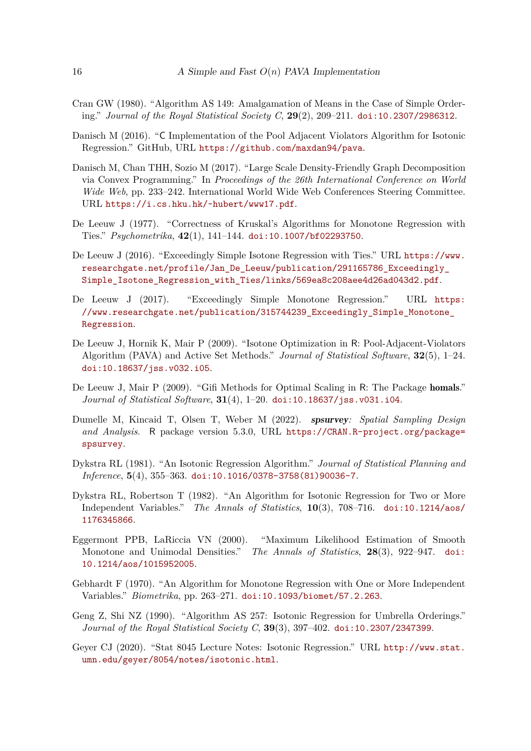Cran GW (1980). "Algorithm AS 149: Amalgamation of Means in the Case of Simple Ordering." *Journal of the Royal Statistical Society C*, **29**(2), 209–211. doi:10.2307/2986312.

Danisch M (2016). "C Implementation of the Pool Adjacent Violators Algorithm for Isotonic Regression." GitHub, URL https://github.com/maxdan94/pava.

Danisch M, Chan THH, Sozio M (2017). "Large Scale Density-Friendly Graph Decomposition via Convex Programming." In *Proceedings of the 26th International Conference on World Wide Web*, pp. 233–242. International World Wide Web Conferences Steering Committee. URL https://i.cs.hku.hk/~hubert/www17.pdf.

De Leeuw J (1977). "Correctness of Kruskal's Algorithms for Monotone Regression with Ties." *Psychometrika*, **42**(1), 141–144. doi:10.1007/bf02293750.

De Leeuw J (2016). "Exceedingly Simple Isotone Regression with Ties." URL https://www.researchgate.net/profile/Jan_De_Leeuw/publication/291165786_Exceedingly_Simple_Isotone_Regression_with_Ties/links/569ea8c208aee4d26ad043d2.pdf.

De Leeuw J (2017). "Exceedingly Simple Monotone Regression." URL https://www.researchgate.net/publication/315744239_Exceedingly_Simple_Monotone_Regression.

De Leeuw J, Hornik K, Mair P (2009). "Isotone Optimization in R: Pool-Adjacent-Violators Algorithm (PAVA) and Active Set Methods." *Journal of Statistical Software*, **32**(5), 1–24. doi:10.18637/jss.v032.i05.

De Leeuw J, Mair P (2009). "Gifi Methods for Optimal Scaling in R: The Package **homals**." *Journal of Statistical Software*, **31**(4), 1–20. doi:10.18637/jss.v031.i04.

Dumelle M, Kincaid T, Olsen T, Weber M (2022). ***spsurvey**: Spatial Sampling Design and Analysis*. R package version 5.3.0, URL https://CRAN.R-project.org/package=spsurvey.

Dykstra RL (1981). "An Isotonic Regression Algorithm." *Journal of Statistical Planning and Inference*, **5**(4), 355–363. doi:10.1016/0378-3758(81)90036-7.

Dykstra RL, Robertson T (1982). "An Algorithm for Isotonic Regression for Two or More Independent Variables." *The Annals of Statistics*, **10**(3), 708–716. doi:10.1214/aos/1176345866.

Eggermont PPB, LaRiccia VN (2000). "Maximum Likelihood Estimation of Smooth Monotone and Unimodal Densities." *The Annals of Statistics*, **28**(3), 922–947. doi:10.1214/aos/1015952005.

Gebhardt F (1970). "An Algorithm for Monotone Regression with One or More Independent Variables." *Biometrika*, pp. 263–271. doi:10.1093/biomet/57.2.263.

Geng Z, Shi NZ (1990). "Algorithm AS 257: Isotonic Regression for Umbrella Orderings." *Journal of the Royal Statistical Society C*, **39**(3), 397–402. doi:10.2307/2347399.

Geyer CJ (2020). "Stat 8045 Lecture Notes: Isotonic Regression." URL http://www.stat.umn.edu/geyer/8054/notes/isotonic.html.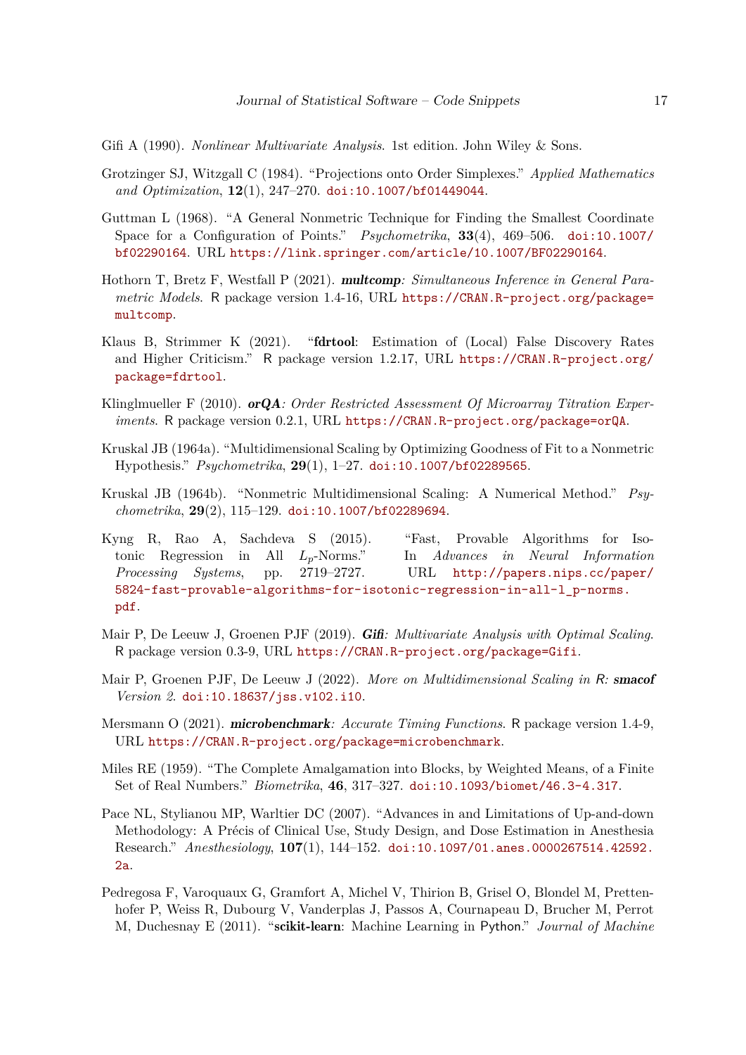Gifi A (1990). *Nonlinear Multivariate Analysis*. 1st edition. John Wiley & Sons.

Grotzinger SJ, Witzgall C (1984). "Projections onto Order Simplexes." *Applied Mathematics and Optimization*, **12**(1), 247–270. doi:10.1007/bf01449044.

Guttman L (1968). "A General Nonmetric Technique for Finding the Smallest Coordinate Space for a Configuration of Points." *Psychometrika*, **33**(4), 469–506. doi:10.1007/bf02290164. URL https://link.springer.com/article/10.1007/BF02290164.

Hothorn T, Bretz F, Westfall P (2021). ***multcomp**: Simultaneous Inference in General Parametric Models*. R package version 1.4-16, URL https://CRAN.R-project.org/package=multcomp.

Klaus B, Strimmer K (2021). "**fdrtool**: Estimation of (Local) False Discovery Rates and Higher Criticism." R package version 1.2.17, URL https://CRAN.R-project.org/package=fdrtool.

Klinglmueller F (2010). ***orQA**: Order Restricted Assessment Of Microarray Titration Experiments*. R package version 0.2.1, URL https://CRAN.R-project.org/package=orQA.

Kruskal JB (1964a). "Multidimensional Scaling by Optimizing Goodness of Fit to a Nonmetric Hypothesis." *Psychometrika*, **29**(1), 1–27. doi:10.1007/bf02289565.

Kruskal JB (1964b). "Nonmetric Multidimensional Scaling: A Numerical Method." *Psychometrika*, **29**(2), 115–129. doi:10.1007/bf02289694.

Kyng R, Rao A, Sachdeva S (2015). "Fast, Provable Algorithms for Isotonic Regression in All $L_p$-Norms." In *Advances in Neural Information Processing Systems*, pp. 2719–2727. URL http://papers.nips.cc/paper/5824-fast-provable-algorithms-for-isotonic-regression-in-all-l_p-norms.pdf.

Mair P, De Leeuw J, Groenen PJF (2019). ***Gifi**: Multivariate Analysis with Optimal Scaling*. R package version 0.3-9, URL https://CRAN.R-project.org/package=Gifi.

Mair P, Groenen PJF, De Leeuw J (2022). *More on Multidimensional Scaling in R: **smacof** Version 2*. doi:10.18637/jss.v102.i10.

Mersmann O (2021). ***microbenchmark**: Accurate Timing Functions*. R package version 1.4-9, URL https://CRAN.R-project.org/package=microbenchmark.

Miles RE (1959). "The Complete Amalgamation into Blocks, by Weighted Means, of a Finite Set of Real Numbers." *Biometrika*, **46**, 317–327. doi:10.1093/biomet/46.3-4.317.

Pace NL, Stylianou MP, Warltier DC (2007). "Advances in and Limitations of Up-and-down Methodology: A Précis of Clinical Use, Study Design, and Dose Estimation in Anesthesia Research." *Anesthesiology*, **107**(1), 144–152. doi:10.1097/01.anes.0000267514.42592.2a.

Pedregosa F, Varoquaux G, Gramfort A, Michel V, Thirion B, Grisel O, Blondel M, Prettenhofer P, Weiss R, Dubourg V, Vanderplas J, Passos A, Cournapeau D, Brucher M, Perrot M, Duchesnay E (2011). "**scikit-learn**: Machine Learning in Python." *Journal of Machine*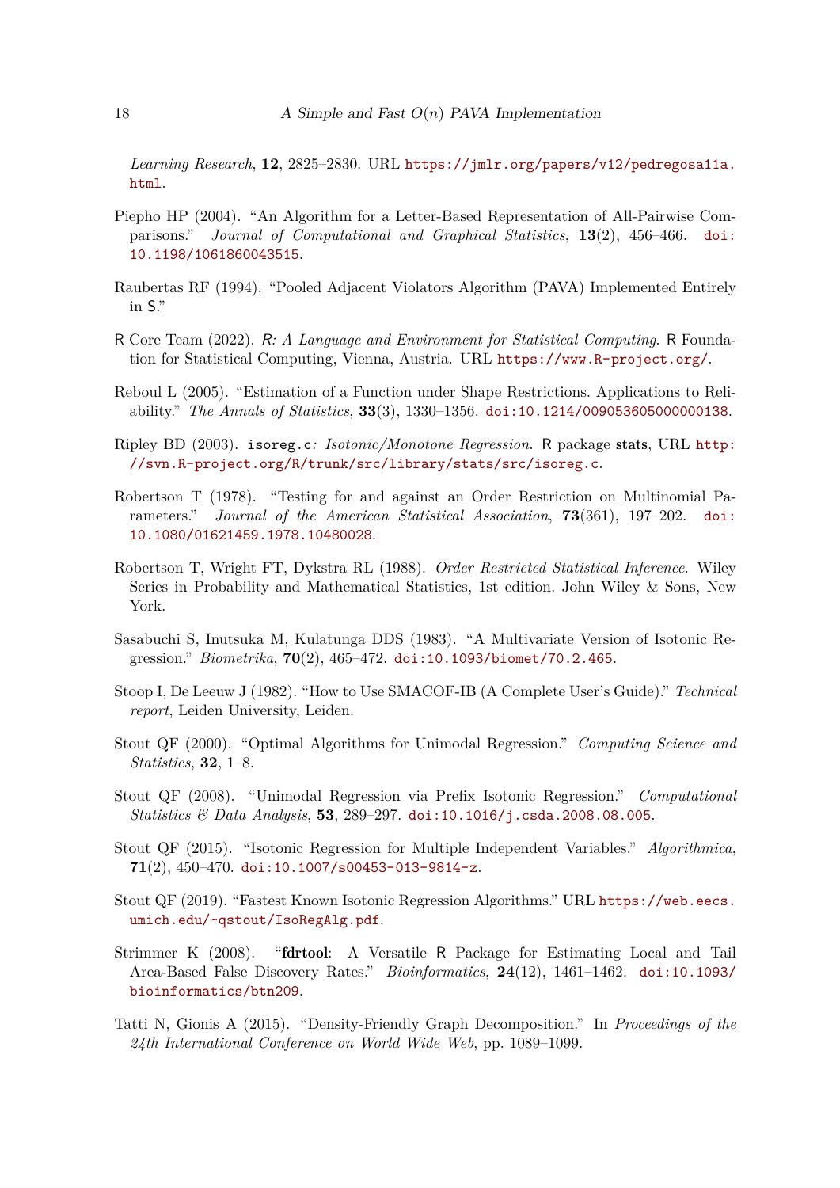*Learning Research*, **12**, 2825–2830. URL https://jmlr.org/papers/v12/pedregosa11a.html.

Piepho HP (2004). "An Algorithm for a Letter-Based Representation of All-Pairwise Comparisons." *Journal of Computational and Graphical Statistics*, **13**(2), 456–466. doi:10.1198/1061860043515.

Raubertas RF (1994). "Pooled Adjacent Violators Algorithm (PAVA) Implemented Entirely in S."

R Core Team (2022). *R: A Language and Environment for Statistical Computing*. R Foundation for Statistical Computing, Vienna, Austria. URL https://www.R-project.org/.

Reboul L (2005). "Estimation of a Function under Shape Restrictions. Applications to Reliability." *The Annals of Statistics*, **33**(3), 1330–1356. doi:10.1214/009053605000000138.

Ripley BD (2003). isoreg.c*: Isotonic/Monotone Regression*. R package **stats**, URL http://svn.R-project.org/R/trunk/src/library/stats/src/isoreg.c.

Robertson T (1978). "Testing for and against an Order Restriction on Multinomial Parameters." *Journal of the American Statistical Association*, **73**(361), 197–202. doi:10.1080/01621459.1978.10480028.

Robertson T, Wright FT, Dykstra RL (1988). *Order Restricted Statistical Inference*. Wiley Series in Probability and Mathematical Statistics, 1st edition. John Wiley & Sons, New York.

Sasabuchi S, Inutsuka M, Kulatunga DDS (1983). "A Multivariate Version of Isotonic Regression." *Biometrika*, **70**(2), 465–472. doi:10.1093/biomet/70.2.465.

Stoop I, De Leeuw J (1982). "How to Use SMACOF-IB (A Complete User's Guide)." *Technical report*, Leiden University, Leiden.

Stout QF (2000). "Optimal Algorithms for Unimodal Regression." *Computing Science and Statistics*, **32**, 1–8.

Stout QF (2008). "Unimodal Regression via Prefix Isotonic Regression." *Computational Statistics & Data Analysis*, **53**, 289–297. doi:10.1016/j.csda.2008.08.005.

Stout QF (2015). "Isotonic Regression for Multiple Independent Variables." *Algorithmica*, **71**(2), 450–470. doi:10.1007/s00453-013-9814-z.

Stout QF (2019). "Fastest Known Isotonic Regression Algorithms." URL https://web.eecs.umich.edu/~qstout/IsoRegAlg.pdf.

Strimmer K (2008). "**fdrtool**: A Versatile R Package for Estimating Local and Tail Area-Based False Discovery Rates." *Bioinformatics*, **24**(12), 1461–1462. doi:10.1093/bioinformatics/btn209.

Tatti N, Gionis A (2015). "Density-Friendly Graph Decomposition." In *Proceedings of the 24th International Conference on World Wide Web*, pp. 1089–1099.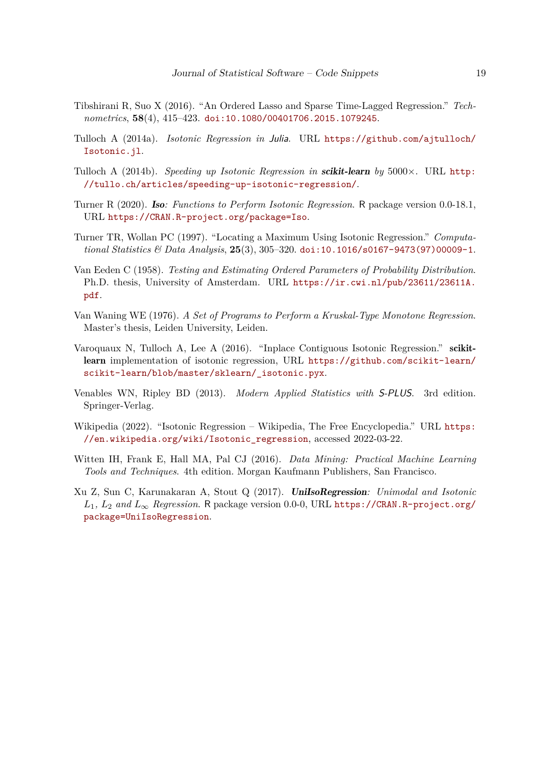Tibshirani R, Suo X (2016). "An Ordered Lasso and Sparse Time-Lagged Regression." *Technometrics*, **58**(4), 415–423. doi:10.1080/00401706.2015.1079245.

Tulloch A (2014a). *Isotonic Regression in Julia*. URL https://github.com/ajtulloch/Isotonic.jl.

Tulloch A (2014b). *Speeding up Isotonic Regression in **scikit-learn** by* 5000×. URL http://tullo.ch/articles/speeding-up-isotonic-regression/.

Turner R (2020). ***Iso**: Functions to Perform Isotonic Regression*. R package version 0.0-18.1, URL https://CRAN.R-project.org/package=Iso.

Turner TR, Wollan PC (1997). "Locating a Maximum Using Isotonic Regression." *Computational Statistics & Data Analysis*, **25**(3), 305–320. doi:10.1016/s0167-9473(97)00009-1.

Van Eeden C (1958). *Testing and Estimating Ordered Parameters of Probability Distribution*. Ph.D. thesis, University of Amsterdam. URL https://ir.cwi.nl/pub/23611/23611A.pdf.

Van Waning WE (1976). *A Set of Programs to Perform a Kruskal-Type Monotone Regression*. Master's thesis, Leiden University, Leiden.

Varoquaux N, Tulloch A, Lee A (2016). "Inplace Contiguous Isotonic Regression." **scikit-learn** implementation of isotonic regression, URL https://github.com/scikit-learn/scikit-learn/blob/master/sklearn/_isotonic.pyx.

Venables WN, Ripley BD (2013). *Modern Applied Statistics with S-PLUS*. 3rd edition. Springer-Verlag.

Wikipedia (2022). "Isotonic Regression – Wikipedia, The Free Encyclopedia." URL https://en.wikipedia.org/wiki/Isotonic_regression, accessed 2022-03-22.

Witten IH, Frank E, Hall MA, Pal CJ (2016). *Data Mining: Practical Machine Learning Tools and Techniques*. 4th edition. Morgan Kaufmann Publishers, San Francisco.

Xu Z, Sun C, Karunakaran A, Stout Q (2017). ***UniIsoRegression**: Unimodal and Isotonic $L_1$, $L_2$ and $L_\infty$ Regression*. R package version 0.0-0, URL https://CRAN.R-project.org/package=UniIsoRegression.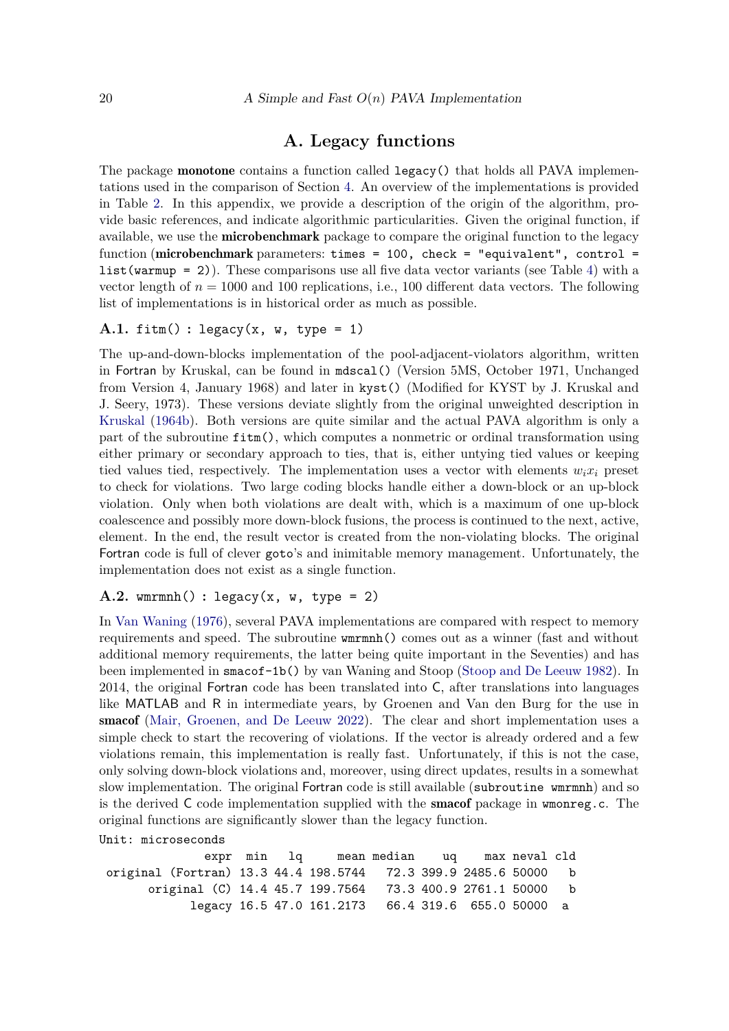# A. Legacy functions

The package **monotone** contains a function called `legacy()` that holds all PAVA implementations used in the comparison of Section 4. An overview of the implementations is provided in Table 2. In this appendix, we provide a description of the origin of the algorithm, provide basic references, and indicate algorithmic particularities. Given the original function, if available, we use the **microbenchmark** package to compare the original function to the legacy function (**microbenchmark** parameters: `times = 100, check = "equivalent", control = list(warmup = 2)`). These comparisons use all five data vector variants (see Table 4) with a vector length of $n = 1000$ and 100 replications, i.e., 100 different data vectors. The following list of implementations is in historical order as much as possible.

## A.1. `fitm() : legacy(x, w, type = 1)`

The up-and-down-blocks implementation of the pool-adjacent-violators algorithm, written in Fortran by Kruskal, can be found in `mdscal()` (Version 5MS, October 1971, Unchanged from Version 4, January 1968) and later in `kyst()` (Modified for KYST by J. Kruskal and J. Seery, 1973). These versions deviate slightly from the original unweighted description in Kruskal (1964b). Both versions are quite similar and the actual PAVA algorithm is only a part of the subroutine `fitm()`, which computes a nonmetric or ordinal transformation using either primary or secondary approach to ties, that is, either untying tied values or keeping tied values tied, respectively. The implementation uses a vector with elements $w_i x_i$ preset to check for violations. Two large coding blocks handle either a down-block or an up-block violation. Only when both violations are dealt with, which is a maximum of one up-block coalescence and possibly more down-block fusions, the process is continued to the next, active, element. In the end, the result vector is created from the non-violating blocks. The original Fortran code is full of clever `goto`'s and inimitable memory management. Unfortunately, the implementation does not exist as a single function.

## A.2. `wmrmnh() : legacy(x, w, type = 2)`

In Van Waning (1976), several PAVA implementations are compared with respect to memory requirements and speed. The subroutine `wmrmnh()` comes out as a winner (fast and without additional memory requirements, the latter being quite important in the Seventies) and has been implemented in `smacof-1b()` by van Waning and Stoop (Stoop and De Leeuw 1982). In 2014, the original Fortran code has been translated into C, after translations into languages like MATLAB and R in intermediate years, by Groenen and Van den Burg for the use in **smacof** (Mair, Groenen, and De Leeuw 2022). The clear and short implementation uses a simple check to start the recovering of violations. If the vector is already ordered and a few violations remain, this implementation is really fast. Unfortunately, if this is not the case, only solving down-block violations and, moreover, using direct updates, results in a somewhat slow implementation. The original Fortran code is still available (`subroutine wmrmnh`) and so is the derived C code implementation supplied with the **smacof** package in `wmonreg.c`. The original functions are significantly slower than the legacy function.

```
Unit: microseconds
               expr  min   lq     mean median    uq    max neval cld
 original (Fortran) 13.3 44.4 198.5744   72.3 399.9 2485.6 50000   b
       original (C) 14.4 45.7 199.7564   73.3 400.9 2761.1 50000   b
             legacy 16.5 47.0 161.2173   66.4 319.6  655.0 50000  a
```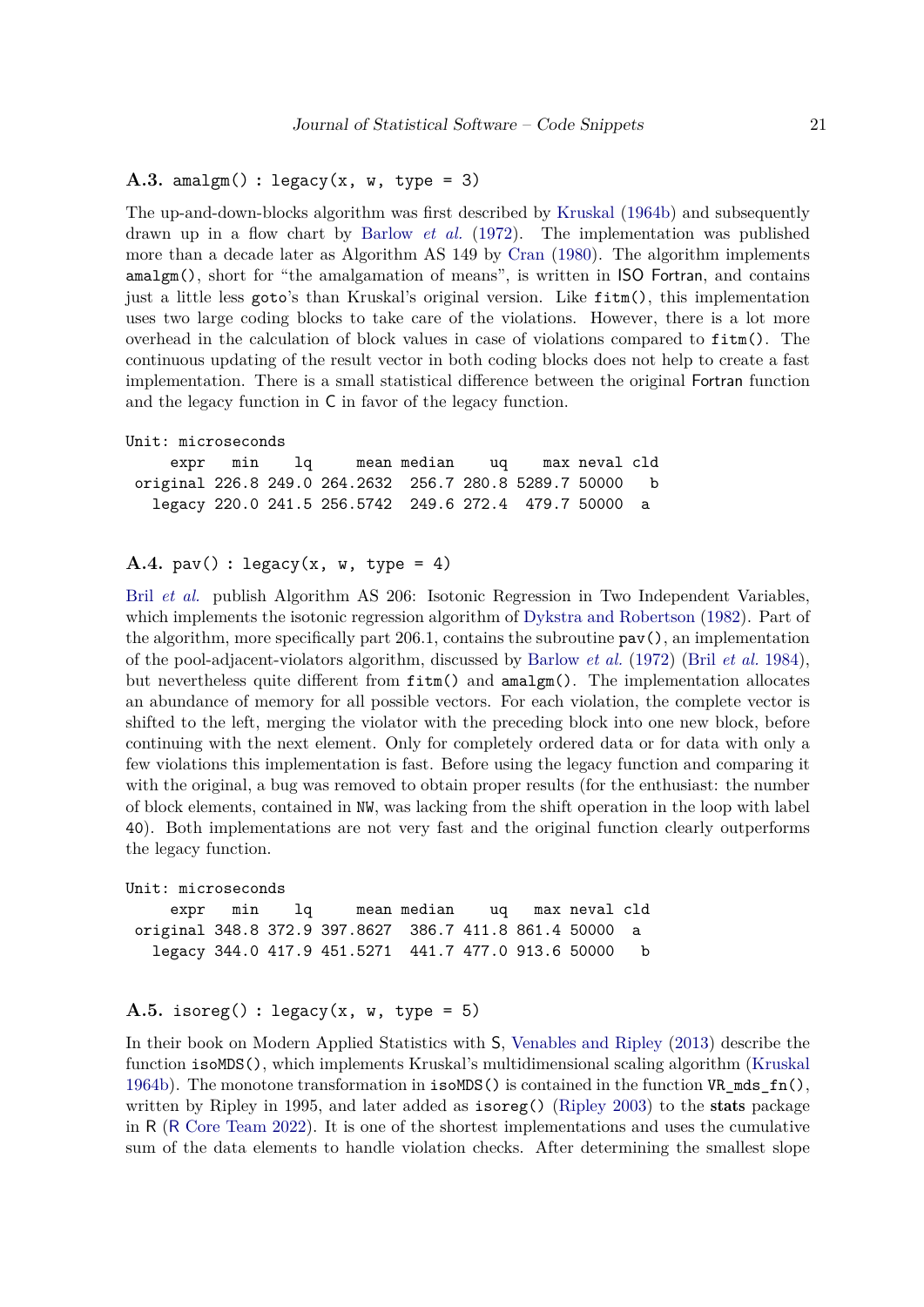### A.3. amalgm() : legacy(x, w, type = 3)

The up-and-down-blocks algorithm was first described by Kruskal (1964b) and subsequently drawn up in a flow chart by Barlow *et al.* (1972). The implementation was published more than a decade later as Algorithm AS 149 by Cran (1980). The algorithm implements amalgm(), short for "the amalgamation of means", is written in ISO Fortran, and contains just a little less goto's than Kruskal's original version. Like fitm(), this implementation uses two large coding blocks to take care of the violations. However, there is a lot more overhead in the calculation of block values in case of violations compared to fitm(). The continuous updating of the result vector in both coding blocks does not help to create a fast implementation. There is a small statistical difference between the original Fortran function and the legacy function in C in favor of the legacy function.

```
Unit: microseconds
     expr   min    lq     mean median    uq    max neval cld
 original 226.8 249.0 264.2632  256.7 280.8 5289.7 50000   b
   legacy 220.0 241.5 256.5742  249.6 272.4  479.7 50000  a
```

### A.4. pav() : legacy(x, w, type = 4)

Bril *et al.* publish Algorithm AS 206: Isotonic Regression in Two Independent Variables, which implements the isotonic regression algorithm of Dykstra and Robertson (1982). Part of the algorithm, more specifically part 206.1, contains the subroutine pav(), an implementation of the pool-adjacent-violators algorithm, discussed by Barlow *et al.* (1972) (Bril *et al.* 1984), but nevertheless quite different from fitm() and amalgm(). The implementation allocates an abundance of memory for all possible vectors. For each violation, the complete vector is shifted to the left, merging the violator with the preceding block into one new block, before continuing with the next element. Only for completely ordered data or for data with only a few violations this implementation is fast. Before using the legacy function and comparing it with the original, a bug was removed to obtain proper results (for the enthusiast: the number of block elements, contained in NW, was lacking from the shift operation in the loop with label 40). Both implementations are not very fast and the original function clearly outperforms the legacy function.

```
Unit: microseconds
     expr   min    lq     mean median    uq   max neval cld
 original 348.8 372.9 397.8627  386.7 411.8 861.4 50000  a
   legacy 344.0 417.9 451.5271  441.7 477.0 913.6 50000   b
```

### A.5. isoreg() : legacy(x, w, type = 5)

In their book on Modern Applied Statistics with S, Venables and Ripley (2013) describe the function isoMDS(), which implements Kruskal's multidimensional scaling algorithm (Kruskal 1964b). The monotone transformation in isoMDS() is contained in the function VR_mds_fn(), written by Ripley in 1995, and later added as isoreg() (Ripley 2003) to the **stats** package in R (R Core Team 2022). It is one of the shortest implementations and uses the cumulative sum of the data elements to handle violation checks. After determining the smallest slope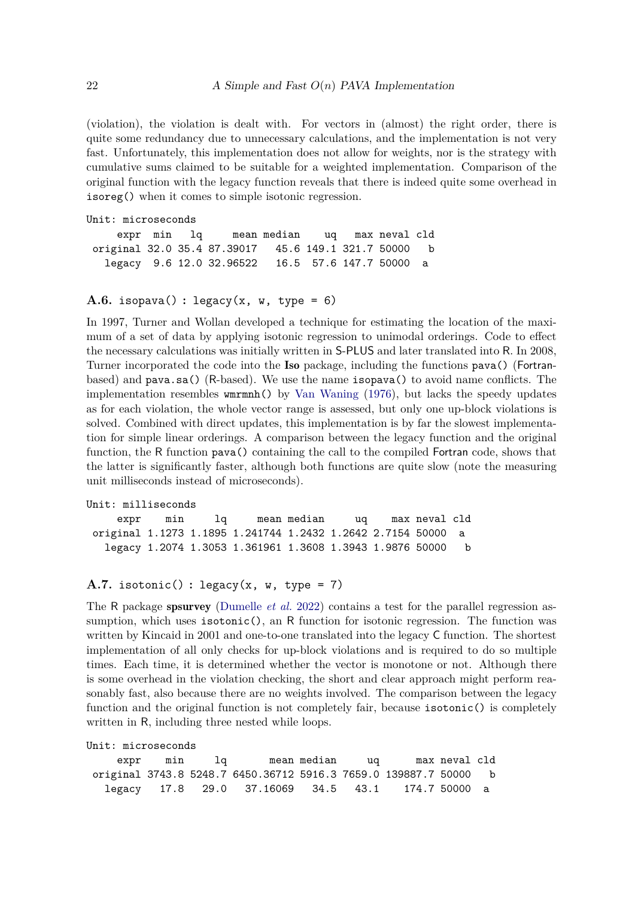(violation), the violation is dealt with. For vectors in (almost) the right order, there is quite some redundancy due to unnecessary calculations, and the implementation is not very fast. Unfortunately, this implementation does not allow for weights, nor is the strategy with cumulative sums claimed to be suitable for a weighted implementation. Comparison of the original function with the legacy function reveals that there is indeed quite some overhead in `isoreg()` when it comes to simple isotonic regression.

```
Unit: microseconds
     expr  min   lq     mean median    uq   max neval cld
 original 32.0 35.4 87.39017   45.6 149.1 321.7 50000   b
   legacy  9.6 12.0 32.96522   16.5  57.6 147.7 50000  a
```

### A.6. isopava() : legacy(x, w, type = 6)

In 1997, Turner and Wollan developed a technique for estimating the location of the maximum of a set of data by applying isotonic regression to unimodal orderings. Code to effect the necessary calculations was initially written in S-PLUS and later translated into R. In 2008, Turner incorporated the code into the **Iso** package, including the functions `pava()` (Fortran-based) and `pava.sa()` (R-based). We use the name `isopava()` to avoid name conflicts. The implementation resembles `wmrmnh()` by Van Waning (1976), but lacks the speedy updates as for each violation, the whole vector range is assessed, but only one up-block violations is solved. Combined with direct updates, this implementation is by far the slowest implementation for simple linear orderings. A comparison between the legacy function and the original function, the R function `pava()` containing the call to the compiled Fortran code, shows that the latter is significantly faster, although both functions are quite slow (note the measuring unit milliseconds instead of microseconds).

```
Unit: milliseconds
     expr    min     lq     mean median     uq    max neval cld
 original 1.1273 1.1895 1.241744 1.2432 1.2642 2.7154 50000  a
   legacy 1.2074 1.3053 1.361961 1.3608 1.3943 1.9876 50000   b
```

### A.7. isotonic() : legacy(x, w, type = 7)

The R package **spsurvey** (Dumelle *et al.* 2022) contains a test for the parallel regression assumption, which uses `isotonic()`, an R function for isotonic regression. The function was written by Kincaid in 2001 and one-to-one translated into the legacy C function. The shortest implementation of all only checks for up-block violations and is required to do so multiple times. Each time, it is determined whether the vector is monotone or not. Although there is some overhead in the violation checking, the short and clear approach might perform reasonably fast, also because there are no weights involved. The comparison between the legacy function and the original function is not completely fair, because `isotonic()` is completely written in R, including three nested while loops.

```
Unit: microseconds
     expr    min     lq       mean median     uq      max neval cld
 original 3743.8 5248.7 6450.36712 5916.3 7659.0 139887.7 50000   b
   legacy   17.8   29.0   37.16069   34.5   43.1    174.7 50000  a
```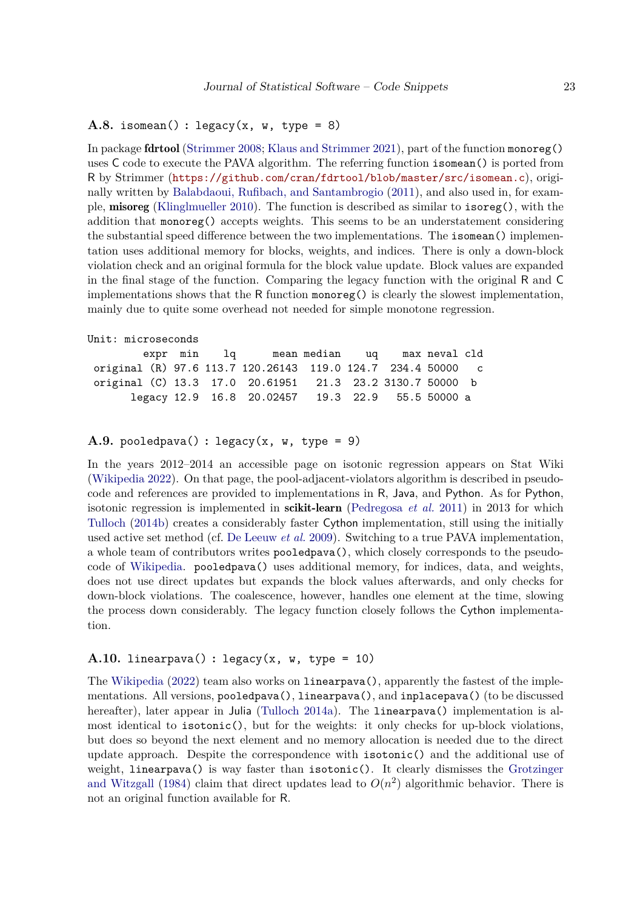### A.8. `isomean() : legacy(x, w, type = 8)`

In package **fdrtool** (Strimmer 2008; Klaus and Strimmer 2021), part of the function `monoreg()` uses C code to execute the PAVA algorithm. The referring function `isomean()` is ported from R by Strimmer (https://github.com/cran/fdrtool/blob/master/src/isomean.c), originally written by Balabdaoui, Rufibach, and Santambrogio (2011), and also used in, for example, **misoreg** (Klinglmueller 2010). The function is described as similar to `isoreg()`, with the addition that `monoreg()` accepts weights. This seems to be an understatement considering the substantial speed difference between the two implementations. The `isomean()` implementation uses additional memory for blocks, weights, and indices. There is only a down-block violation check and an original formula for the block value update. Block values are expanded in the final stage of the function. Comparing the legacy function with the original R and C implementations shows that the R function `monoreg()` is clearly the slowest implementation, mainly due to quite some overhead not needed for simple monotone regression.

```
Unit: microseconds
         expr  min    lq      mean median    uq    max neval cld
 original (R) 97.6 113.7 120.26143  119.0 124.7  234.4 50000   c
 original (C) 13.3  17.0  20.61951   21.3  23.2 3130.7 50000  b
       legacy 12.9  16.8  20.02457   19.3  22.9   55.5 50000 a
```

### A.9. `pooledpava() : legacy(x, w, type = 9)`

In the years 2012–2014 an accessible page on isotonic regression appears on Stat Wiki (Wikipedia 2022). On that page, the pool-adjacent-violators algorithm is described in pseudocode and references are provided to implementations in R, Java, and Python. As for Python, isotonic regression is implemented in **scikit-learn** (Pedregosa *et al.* 2011) in 2013 for which Tulloch (2014b) creates a considerably faster Cython implementation, still using the initially used active set method (cf. De Leeuw *et al.* 2009). Switching to a true PAVA implementation, a whole team of contributors writes `pooledpava()`, which closely corresponds to the pseudocode of Wikipedia. `pooledpava()` uses additional memory, for indices, data, and weights, does not use direct updates but expands the block values afterwards, and only checks for down-block violations. The coalescence, however, handles one element at the time, slowing the process down considerably. The legacy function closely follows the Cython implementation.

### A.10. `linearpava() : legacy(x, w, type = 10)`

The Wikipedia (2022) team also works on `linearpava()`, apparently the fastest of the implementations. All versions, `pooledpava()`, `linearpava()`, and `inplacepava()` (to be discussed hereafter), later appear in Julia (Tulloch 2014a). The `linearpava()` implementation is almost identical to `isotonic()`, but for the weights: it only checks for up-block violations, but does so beyond the next element and no memory allocation is needed due to the direct update approach. Despite the correspondence with `isotonic()` and the additional use of weight, `linearpava()` is way faster than `isotonic()`. It clearly dismisses the Grotzinger and Witzgall (1984) claim that direct updates lead to $O(n^2)$ algorithmic behavior. There is not an original function available for R.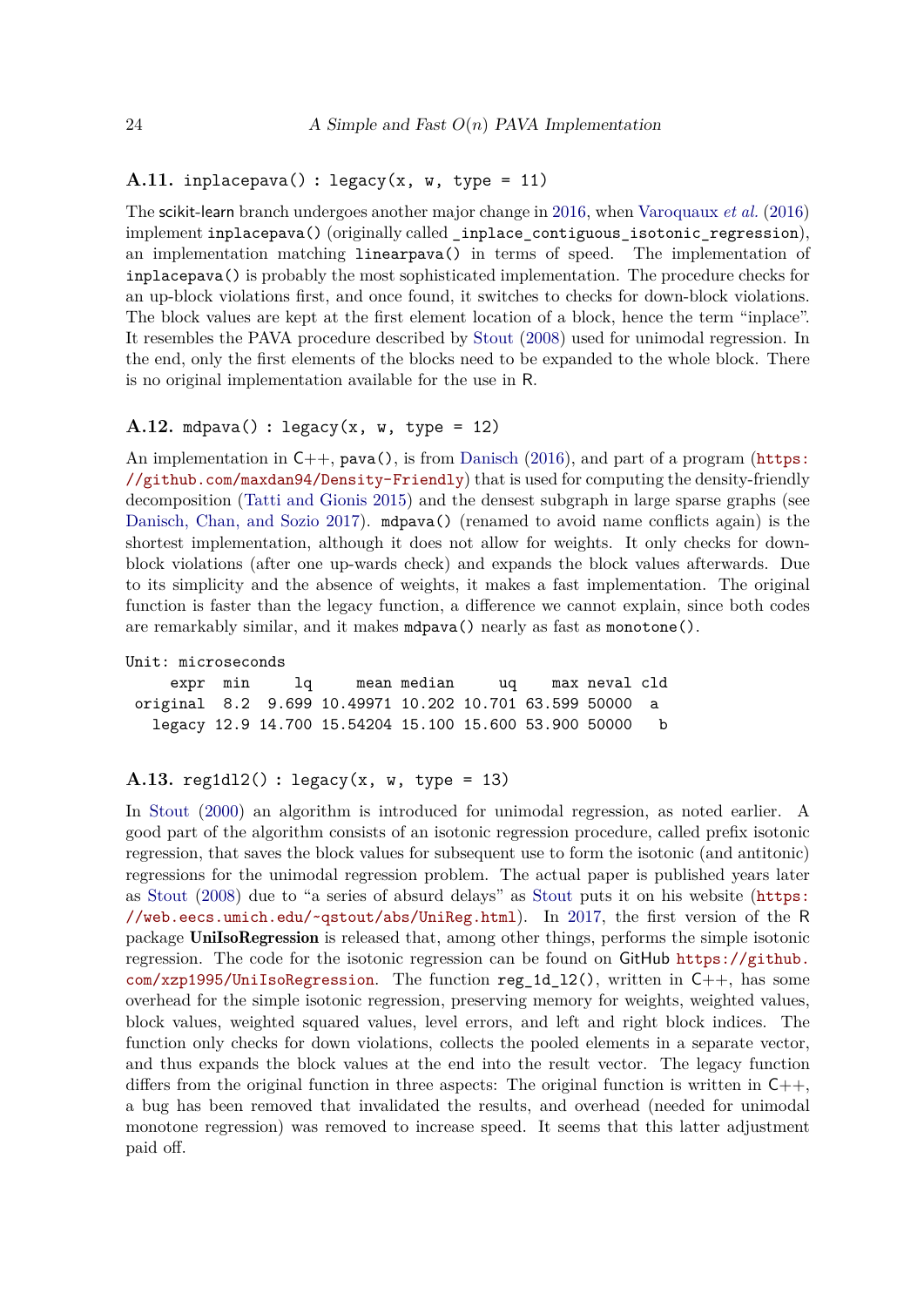### A.11. `inplacepava() : legacy(x, w, type = 11)`

The scikit-learn branch undergoes another major change in 2016, when Varoquaux *et al.* (2016) implement `inplacepava()` (originally called `_inplace_contiguous_isotonic_regression`), an implementation matching `linearpava()` in terms of speed. The implementation of `inplacepava()` is probably the most sophisticated implementation. The procedure checks for an up-block violations first, and once found, it switches to checks for down-block violations. The block values are kept at the first element location of a block, hence the term "inplace". It resembles the PAVA procedure described by Stout (2008) used for unimodal regression. In the end, only the first elements of the blocks need to be expanded to the whole block. There is no original implementation available for the use in R.

### A.12. `mdpava() : legacy(x, w, type = 12)`

An implementation in C++, `pava()`, is from Danisch (2016), and part of a program (https://github.com/maxdan94/Density-Friendly) that is used for computing the density-friendly decomposition (Tatti and Gionis 2015) and the densest subgraph in large sparse graphs (see Danisch, Chan, and Sozio 2017). `mdpava()` (renamed to avoid name conflicts again) is the shortest implementation, although it does not allow for weights. It only checks for down-block violations (after one up-wards check) and expands the block values afterwards. Due to its simplicity and the absence of weights, it makes a fast implementation. The original function is faster than the legacy function, a difference we cannot explain, since both codes are remarkably similar, and it makes `mdpava()` nearly as fast as `monotone()`.

```
Unit: microseconds
     expr  min     lq     mean median     uq    max neval cld
 original  8.2  9.699 10.49971 10.202 10.701 63.599 50000   a
   legacy 12.9 14.700 15.54204 15.100 15.600 53.900 50000    b
```

### A.13. `reg1dl2() : legacy(x, w, type = 13)`

In Stout (2000) an algorithm is introduced for unimodal regression, as noted earlier. A good part of the algorithm consists of an isotonic regression procedure, called prefix isotonic regression, that saves the block values for subsequent use to form the isotonic (and antitonic) regressions for the unimodal regression problem. The actual paper is published years later as Stout (2008) due to "a series of absurd delays" as Stout puts it on his website (https://web.eecs.umich.edu/~qstout/abs/UniReg.html). In 2017, the first version of the R package **UniIsoRegression** is released that, among other things, performs the simple isotonic regression. The code for the isotonic regression can be found on GitHub https://github.com/xzp1995/UniIsoRegression. The function `reg_1d_l2()`, written in C++, has some overhead for the simple isotonic regression, preserving memory for weights, weighted values, block values, weighted squared values, level errors, and left and right block indices. The function only checks for down violations, collects the pooled elements in a separate vector, and thus expands the block values at the end into the result vector. The legacy function differs from the original function in three aspects: The original function is written in C++, a bug has been removed that invalidated the results, and overhead (needed for unimodal monotone regression) was removed to increase speed. It seems that this latter adjustment paid off.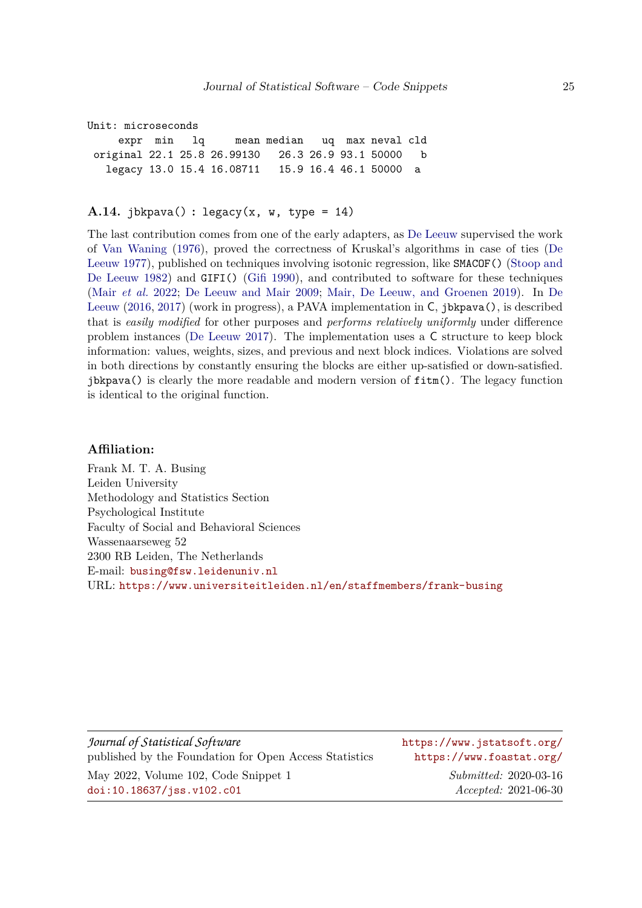```
Unit: microseconds
     expr  min   lq     mean median   uq  max neval cld
 original 22.1 25.8 26.99130   26.3 26.9 93.1 50000   b
   legacy 13.0 15.4 16.08711   15.9 16.4 46.1 50000  a
```

### A.14. `jbkpava() : legacy(x, w, type = 14)`

The last contribution comes from one of the early adapters, as De Leeuw supervised the work of Van Waning (1976), proved the correctness of Kruskal's algorithms in case of ties (De Leeuw 1977), published on techniques involving isotonic regression, like `SMACOF()` (Stoop and De Leeuw 1982) and `GIFI()` (Gifi 1990), and contributed to software for these techniques (Mair *et al.* 2022; De Leeuw and Mair 2009; Mair, De Leeuw, and Groenen 2019). In De Leeuw (2016, 2017) (work in progress), a PAVA implementation in `C`, `jbkpava()`, is described that is *easily modified* for other purposes and *performs relatively uniformly* under difference problem instances (De Leeuw 2017). The implementation uses a `C` structure to keep block information: values, weights, sizes, and previous and next block indices. Violations are solved in both directions by constantly ensuring the blocks are either up-satisfied or down-satisfied. `jbkpava()` is clearly the more readable and modern version of `fitm()`. The legacy function is identical to the original function.

**Affiliation:**

Frank M. T. A. Busing
Leiden University
Methodology and Statistics Section
Psychological Institute
Faculty of Social and Behavioral Sciences
Wassenaarseweg 52
2300 RB Leiden, The Netherlands
E-mail: busing@fsw.leidenuniv.nl
URL: https://www.universiteitleiden.nl/en/staffmembers/frank-busing

*Journal of Statistical Software* https://www.jstatsoft.org/
published by the Foundation for Open Access Statistics https://www.foastat.org/
May 2022, Volume 102, Code Snippet 1 *Submitted:* 2020-03-16
doi:10.18637/jss.v102.c01 *Accepted:* 2021-06-30